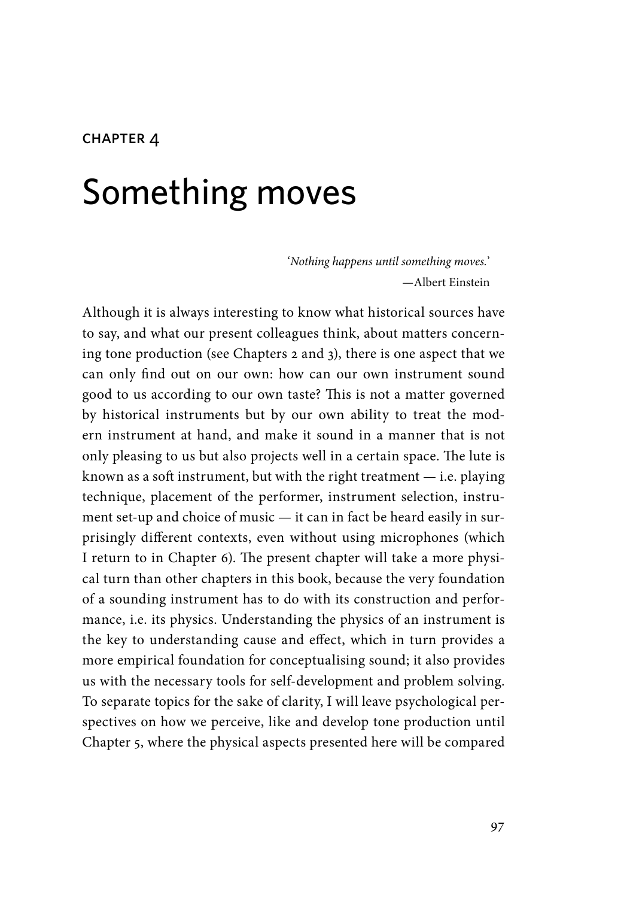CHAPTER 4

# Something moves

> '*Nothing happens until something moves.*'
> —Albert Einstein

Although it is always interesting to know what historical sources have to say, and what our present colleagues think, about matters concerning tone production (see Chapters 2 and 3), there is one aspect that we can only find out on our own: how can our own instrument sound good to us according to our own taste? This is not a matter governed by historical instruments but by our own ability to treat the modern instrument at hand, and make it sound in a manner that is not only pleasing to us but also projects well in a certain space. The lute is known as a soft instrument, but with the right treatment — i.e. playing technique, placement of the performer, instrument selection, instrument set-up and choice of music — it can in fact be heard easily in surprisingly different contexts, even without using microphones (which I return to in Chapter 6). The present chapter will take a more physical turn than other chapters in this book, because the very foundation of a sounding instrument has to do with its construction and performance, i.e. its physics. Understanding the physics of an instrument is the key to understanding cause and effect, which in turn provides a more empirical foundation for conceptualising sound; it also provides us with the necessary tools for self-development and problem solving. To separate topics for the sake of clarity, I will leave psychological perspectives on how we perceive, like and develop tone production until Chapter 5, where the physical aspects presented here will be compared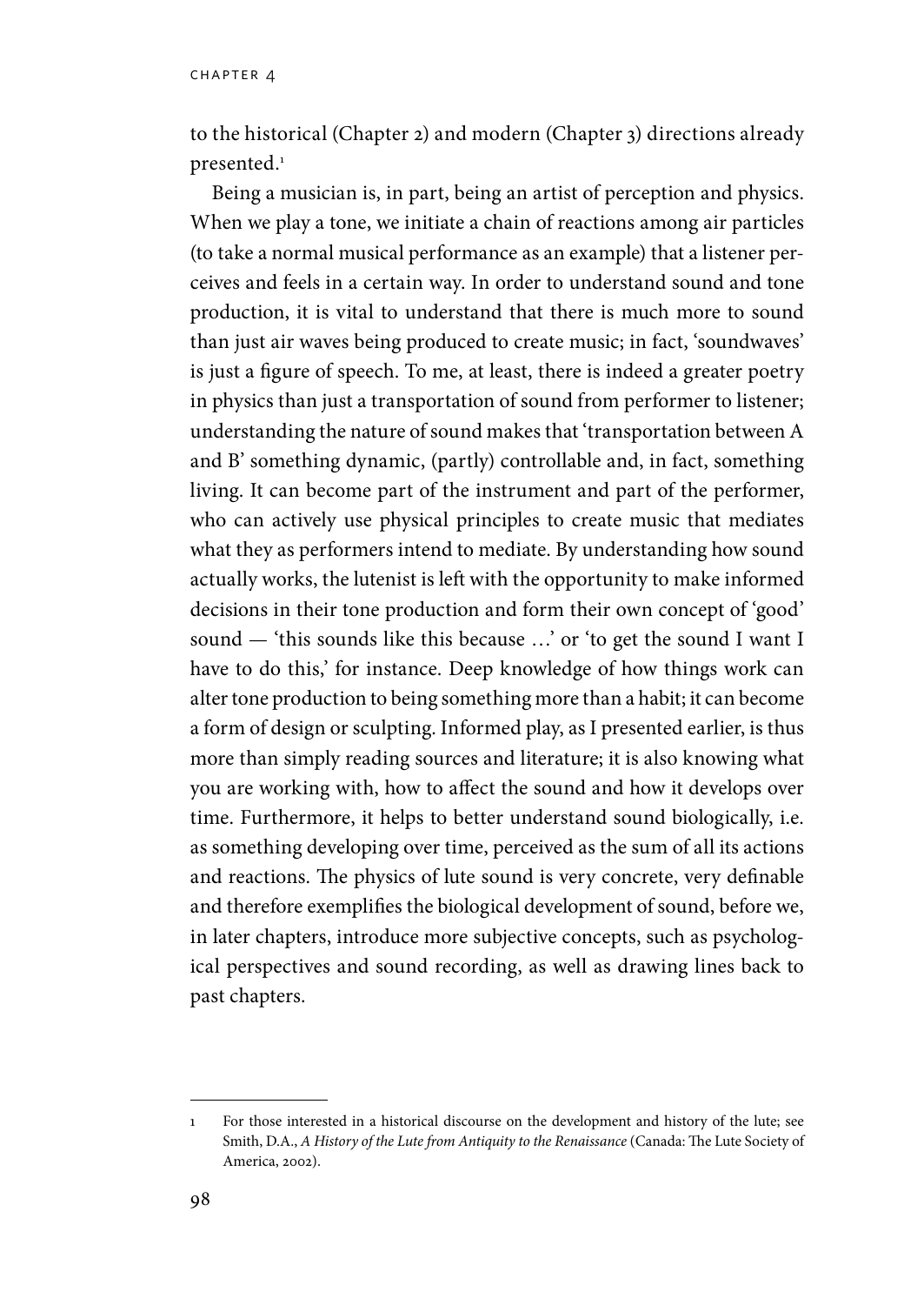to the historical (Chapter 2) and modern (Chapter 3) directions already presented.[1]

Being a musician is, in part, being an artist of perception and physics. When we play a tone, we initiate a chain of reactions among air particles (to take a normal musical performance as an example) that a listener perceives and feels in a certain way. In order to understand sound and tone production, it is vital to understand that there is much more to sound than just air waves being produced to create music; in fact, 'soundwaves' is just a figure of speech. To me, at least, there is indeed a greater poetry in physics than just a transportation of sound from performer to listener; understanding the nature of sound makes that 'transportation between A and B' something dynamic, (partly) controllable and, in fact, something living. It can become part of the instrument and part of the performer, who can actively use physical principles to create music that mediates what they as performers intend to mediate. By understanding how sound actually works, the lutenist is left with the opportunity to make informed decisions in their tone production and form their own concept of 'good' sound — 'this sounds like this because …' or 'to get the sound I want I have to do this,' for instance. Deep knowledge of how things work can alter tone production to being something more than a habit; it can become a form of design or sculpting. Informed play, as I presented earlier, is thus more than simply reading sources and literature; it is also knowing what you are working with, how to affect the sound and how it develops over time. Furthermore, it helps to better understand sound biologically, i.e. as something developing over time, perceived as the sum of all its actions and reactions. The physics of lute sound is very concrete, very definable and therefore exemplifies the biological development of sound, before we, in later chapters, introduce more subjective concepts, such as psychological perspectives and sound recording, as well as drawing lines back to past chapters.

---

[1] For those interested in a historical discourse on the development and history of the lute; see Smith, D.A., *A History of the Lute from Antiquity to the Renaissance* (Canada: The Lute Society of America, 2002).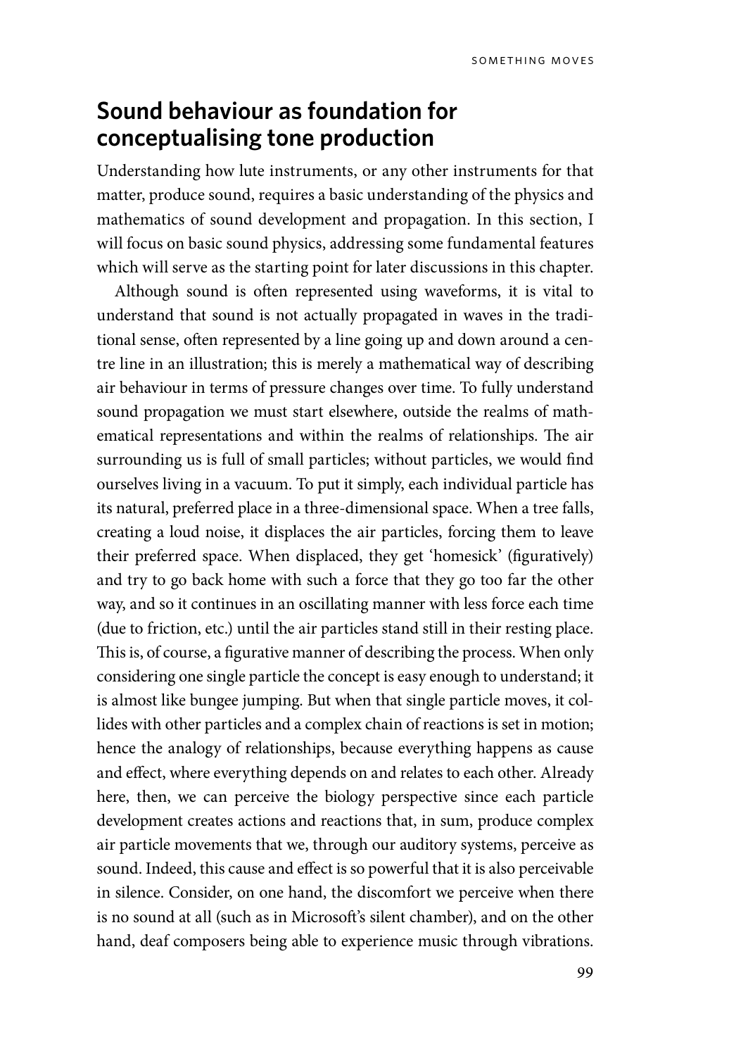## Sound behaviour as foundation for conceptualising tone production

Understanding how lute instruments, or any other instruments for that matter, produce sound, requires a basic understanding of the physics and mathematics of sound development and propagation. In this section, I will focus on basic sound physics, addressing some fundamental features which will serve as the starting point for later discussions in this chapter.

Although sound is often represented using waveforms, it is vital to understand that sound is not actually propagated in waves in the traditional sense, often represented by a line going up and down around a centre line in an illustration; this is merely a mathematical way of describing air behaviour in terms of pressure changes over time. To fully understand sound propagation we must start elsewhere, outside the realms of mathematical representations and within the realms of relationships. The air surrounding us is full of small particles; without particles, we would find ourselves living in a vacuum. To put it simply, each individual particle has its natural, preferred place in a three-dimensional space. When a tree falls, creating a loud noise, it displaces the air particles, forcing them to leave their preferred space. When displaced, they get 'homesick' (figuratively) and try to go back home with such a force that they go too far the other way, and so it continues in an oscillating manner with less force each time (due to friction, etc.) until the air particles stand still in their resting place. This is, of course, a figurative manner of describing the process. When only considering one single particle the concept is easy enough to understand; it is almost like bungee jumping. But when that single particle moves, it collides with other particles and a complex chain of reactions is set in motion; hence the analogy of relationships, because everything happens as cause and effect, where everything depends on and relates to each other. Already here, then, we can perceive the biology perspective since each particle development creates actions and reactions that, in sum, produce complex air particle movements that we, through our auditory systems, perceive as sound. Indeed, this cause and effect is so powerful that it is also perceivable in silence. Consider, on one hand, the discomfort we perceive when there is no sound at all (such as in Microsoft's silent chamber), and on the other hand, deaf composers being able to experience music through vibrations.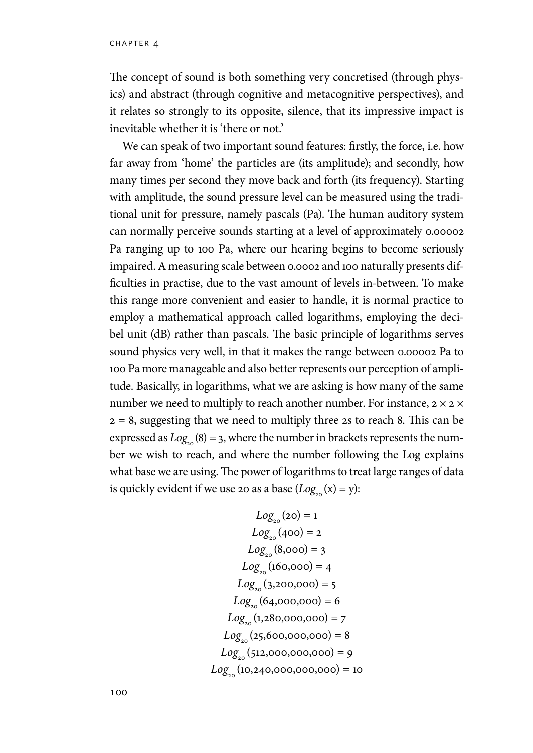The concept of sound is both something very concretised (through physics) and abstract (through cognitive and metacognitive perspectives), and it relates so strongly to its opposite, silence, that its impressive impact is inevitable whether it is 'there or not.'

We can speak of two important sound features: firstly, the force, i.e. how far away from 'home' the particles are (its amplitude); and secondly, how many times per second they move back and forth (its frequency). Starting with amplitude, the sound pressure level can be measured using the traditional unit for pressure, namely pascals (Pa). The human auditory system can normally perceive sounds starting at a level of approximately 0.00002 Pa ranging up to 100 Pa, where our hearing begins to become seriously impaired. A measuring scale between 0.0002 and 100 naturally presents difficulties in practise, due to the vast amount of levels in-between. To make this range more convenient and easier to handle, it is normal practice to employ a mathematical approach called logarithms, employing the decibel unit (dB) rather than pascals. The basic principle of logarithms serves sound physics very well, in that it makes the range between 0.00002 Pa to 100 Pa more manageable and also better represents our perception of amplitude. Basically, in logarithms, what we are asking is how many of the same number we need to multiply to reach another number. For instance, $2 \times 2 \times 2 = 8$, suggesting that we need to multiply three 2s to reach 8. This can be expressed as $Log_{20}(8) = 3$, where the number in brackets represents the number we wish to reach, and where the number following the Log explains what base we are using. The power of logarithms to treat large ranges of data is quickly evident if we use 20 as a base ($Log_{20}(x) = y$):

$$Log_{20}(20) = 1$$
$$Log_{20}(400) = 2$$
$$Log_{20}(8{,}000) = 3$$
$$Log_{20}(160{,}000) = 4$$
$$Log_{20}(3{,}200{,}000) = 5$$
$$Log_{20}(64{,}000{,}000) = 6$$
$$Log_{20}(1{,}280{,}000{,}000) = 7$$
$$Log_{20}(25{,}600{,}000{,}000) = 8$$
$$Log_{20}(512{,}000{,}000{,}000) = 9$$
$$Log_{20}(10{,}240{,}000{,}000{,}000) = 10$$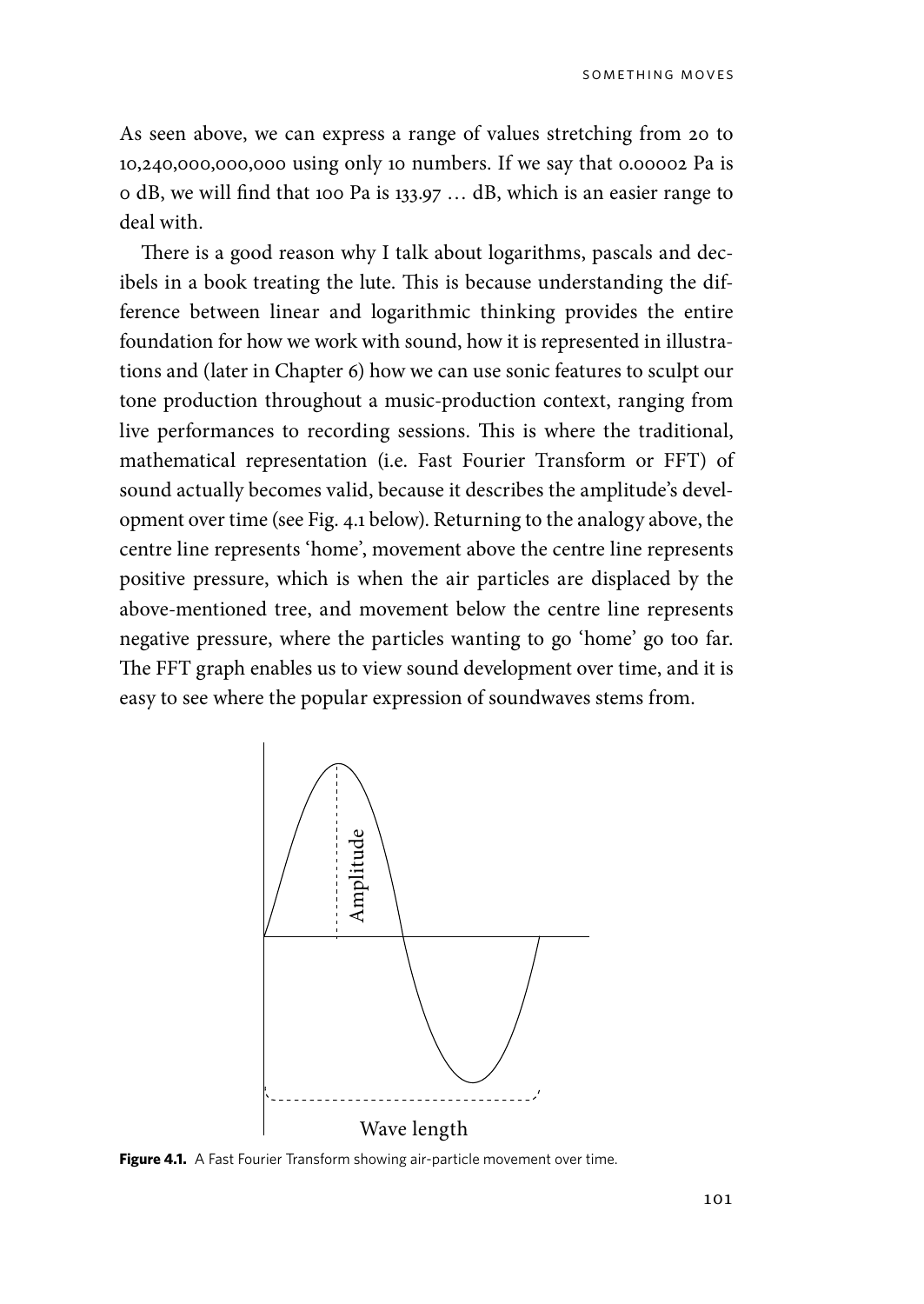As seen above, we can express a range of values stretching from 20 to 10,240,000,000,000 using only 10 numbers. If we say that 0.00002 Pa is 0 dB, we will find that 100 Pa is 133.97 … dB, which is an easier range to deal with.

There is a good reason why I talk about logarithms, pascals and decibels in a book treating the lute. This is because understanding the difference between linear and logarithmic thinking provides the entire foundation for how we work with sound, how it is represented in illustrations and (later in Chapter 6) how we can use sonic features to sculpt our tone production throughout a music-production context, ranging from live performances to recording sessions. This is where the traditional, mathematical representation (i.e. Fast Fourier Transform or FFT) of sound actually becomes valid, because it describes the amplitude's development over time (see Fig. 4.1 below). Returning to the analogy above, the centre line represents 'home', movement above the centre line represents positive pressure, which is when the air particles are displaced by the above-mentioned tree, and movement below the centre line represents negative pressure, where the particles wanting to go 'home' go too far. The FFT graph enables us to view sound development over time, and it is easy to see where the popular expression of soundwaves stems from.

**Figure 4.1.** A Fast Fourier Transform showing air-particle movement over time.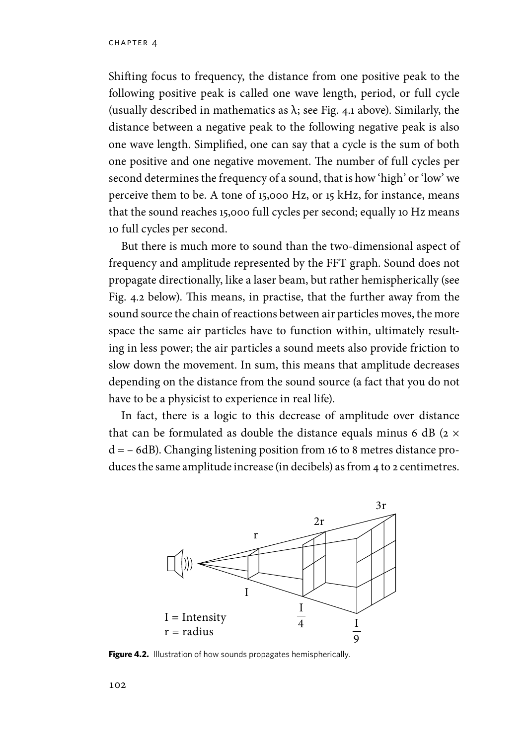Shifting focus to frequency, the distance from one positive peak to the following positive peak is called one wave length, period, or full cycle (usually described in mathematics as λ; see Fig. 4.1 above). Similarly, the distance between a negative peak to the following negative peak is also one wave length. Simplified, one can say that a cycle is the sum of both one positive and one negative movement. The number of full cycles per second determines the frequency of a sound, that is how 'high' or 'low' we perceive them to be. A tone of 15,000 Hz, or 15 kHz, for instance, means that the sound reaches 15,000 full cycles per second; equally 10 Hz means 10 full cycles per second.

But there is much more to sound than the two-dimensional aspect of frequency and amplitude represented by the FFT graph. Sound does not propagate directionally, like a laser beam, but rather hemispherically (see Fig. 4.2 below). This means, in practise, that the further away from the sound source the chain of reactions between air particles moves, the more space the same air particles have to function within, ultimately resulting in less power; the air particles a sound meets also provide friction to slow down the movement. In sum, this means that amplitude decreases depending on the distance from the sound source (a fact that you do not have to be a physicist to experience in real life).

In fact, there is a logic to this decrease of amplitude over distance that can be formulated as double the distance equals minus 6 dB ($2 \times d = -6\text{dB}$). Changing listening position from 16 to 8 metres distance produces the same amplitude increase (in decibels) as from 4 to 2 centimetres.

**Figure 4.2.** Illustration of how sounds propagates hemispherically.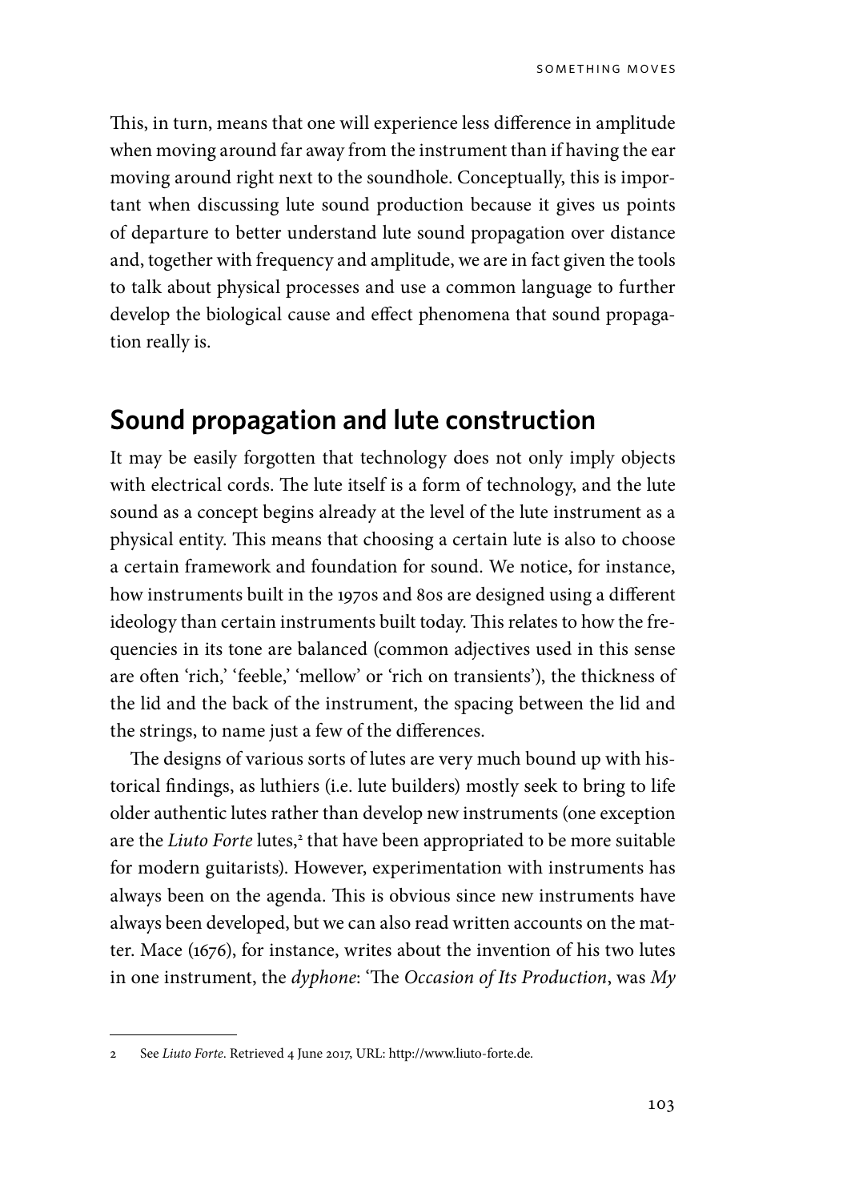This, in turn, means that one will experience less difference in amplitude when moving around far away from the instrument than if having the ear moving around right next to the soundhole. Conceptually, this is important when discussing lute sound production because it gives us points of departure to better understand lute sound propagation over distance and, together with frequency and amplitude, we are in fact given the tools to talk about physical processes and use a common language to further develop the biological cause and effect phenomena that sound propagation really is.

## Sound propagation and lute construction

It may be easily forgotten that technology does not only imply objects with electrical cords. The lute itself is a form of technology, and the lute sound as a concept begins already at the level of the lute instrument as a physical entity. This means that choosing a certain lute is also to choose a certain framework and foundation for sound. We notice, for instance, how instruments built in the 1970s and 80s are designed using a different ideology than certain instruments built today. This relates to how the frequencies in its tone are balanced (common adjectives used in this sense are often 'rich,' 'feeble,' 'mellow' or 'rich on transients'), the thickness of the lid and the back of the instrument, the spacing between the lid and the strings, to name just a few of the differences.

The designs of various sorts of lutes are very much bound up with historical findings, as luthiers (i.e. lute builders) mostly seek to bring to life older authentic lutes rather than develop new instruments (one exception are the *Liuto Forte* lutes,[2] that have been appropriated to be more suitable for modern guitarists). However, experimentation with instruments has always been on the agenda. This is obvious since new instruments have always been developed, but we can also read written accounts on the matter. Mace (1676), for instance, writes about the invention of his two lutes in one instrument, the *dyphone*: 'The *Occasion of Its Production*, was *My*

2 See *Liuto Forte*. Retrieved 4 June 2017, URL: http://www.liuto-forte.de.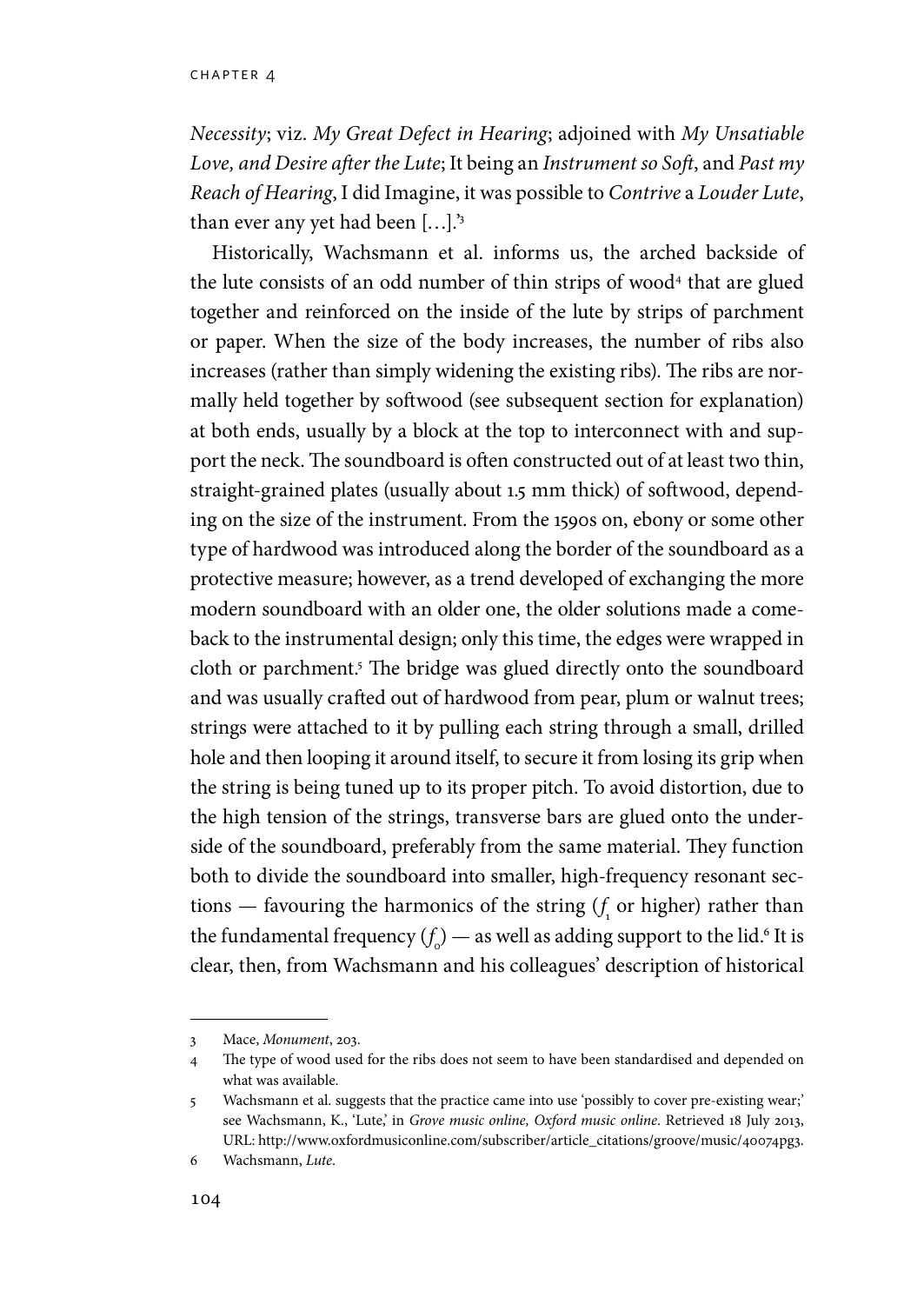*Necessity*; viz. *My Great Defect in Hearing*; adjoined with *My Unsatiable Love, and Desire after the Lute*; It being an *Instrument so Soft*, and *Past my Reach of Hearing*, I did Imagine, it was possible to *Contrive* a *Louder Lute*, than ever any yet had been […].'[3]

Historically, Wachsmann et al. informs us, the arched backside of the lute consists of an odd number of thin strips of wood[4] that are glued together and reinforced on the inside of the lute by strips of parchment or paper. When the size of the body increases, the number of ribs also increases (rather than simply widening the existing ribs). The ribs are normally held together by softwood (see subsequent section for explanation) at both ends, usually by a block at the top to interconnect with and support the neck. The soundboard is often constructed out of at least two thin, straight-grained plates (usually about 1.5 mm thick) of softwood, depending on the size of the instrument. From the 1590s on, ebony or some other type of hardwood was introduced along the border of the soundboard as a protective measure; however, as a trend developed of exchanging the more modern soundboard with an older one, the older solutions made a comeback to the instrumental design; only this time, the edges were wrapped in cloth or parchment.[5] The bridge was glued directly onto the soundboard and was usually crafted out of hardwood from pear, plum or walnut trees; strings were attached to it by pulling each string through a small, drilled hole and then looping it around itself, to secure it from losing its grip when the string is being tuned up to its proper pitch. To avoid distortion, due to the high tension of the strings, transverse bars are glued onto the underside of the soundboard, preferably from the same material. They function both to divide the soundboard into smaller, high-frequency resonant sections — favouring the harmonics of the string ($f_1$ or higher) rather than the fundamental frequency ($f_0$) — as well as adding support to the lid.[6] It is clear, then, from Wachsmann and his colleagues' description of historical

---

3 Mace, *Monument*, 203.

4 The type of wood used for the ribs does not seem to have been standardised and depended on what was available.

5 Wachsmann et al. suggests that the practice came into use 'possibly to cover pre-existing wear;' see Wachsmann, K., 'Lute,' in *Grove music online, Oxford music online*. Retrieved 18 July 2013, URL: http://www.oxfordmusiconline.com/subscriber/article_citations/groove/music/40074pg3.

6 Wachsmann, *Lute*.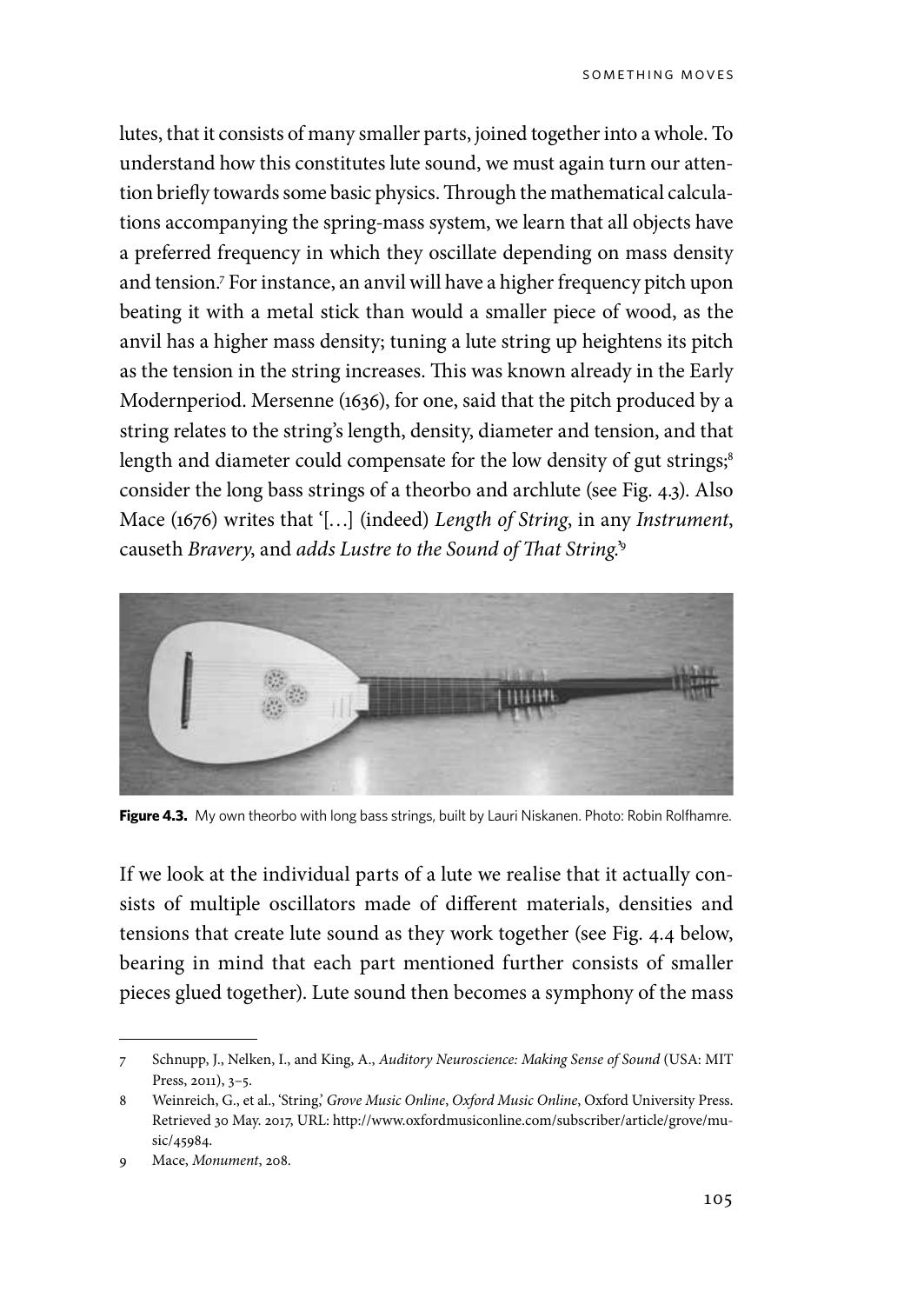lutes, that it consists of many smaller parts, joined together into a whole. To understand how this constitutes lute sound, we must again turn our attention briefly towards some basic physics. Through the mathematical calculations accompanying the spring-mass system, we learn that all objects have a preferred frequency in which they oscillate depending on mass density and tension.[7] For instance, an anvil will have a higher frequency pitch upon beating it with a metal stick than would a smaller piece of wood, as the anvil has a higher mass density; tuning a lute string up heightens its pitch as the tension in the string increases. This was known already in the Early Modernperiod. Mersenne (1636), for one, said that the pitch produced by a string relates to the string's length, density, diameter and tension, and that length and diameter could compensate for the low density of gut strings;[8] consider the long bass strings of a theorbo and archlute (see Fig. 4.3). Also Mace (1676) writes that '[…] (indeed) *Length of String*, in any *Instrument*, causeth *Bravery*, and *adds Lustre to the Sound of That String*.'[9]

**Figure 4.3.** My own theorbo with long bass strings, built by Lauri Niskanen. Photo: Robin Rolfhamre.

If we look at the individual parts of a lute we realise that it actually consists of multiple oscillators made of different materials, densities and tensions that create lute sound as they work together (see Fig. 4.4 below, bearing in mind that each part mentioned further consists of smaller pieces glued together). Lute sound then becomes a symphony of the mass

---

7 Schnupp, J., Nelken, I., and King, A., *Auditory Neuroscience: Making Sense of Sound* (USA: MIT Press, 2011), 3–5.

8 Weinreich, G., et al., 'String,' *Grove Music Online*, *Oxford Music Online*, Oxford University Press. Retrieved 30 May. 2017, URL: http://www.oxfordmusiconline.com/subscriber/article/grove/music/45984.

9 Mace, *Monument*, 208.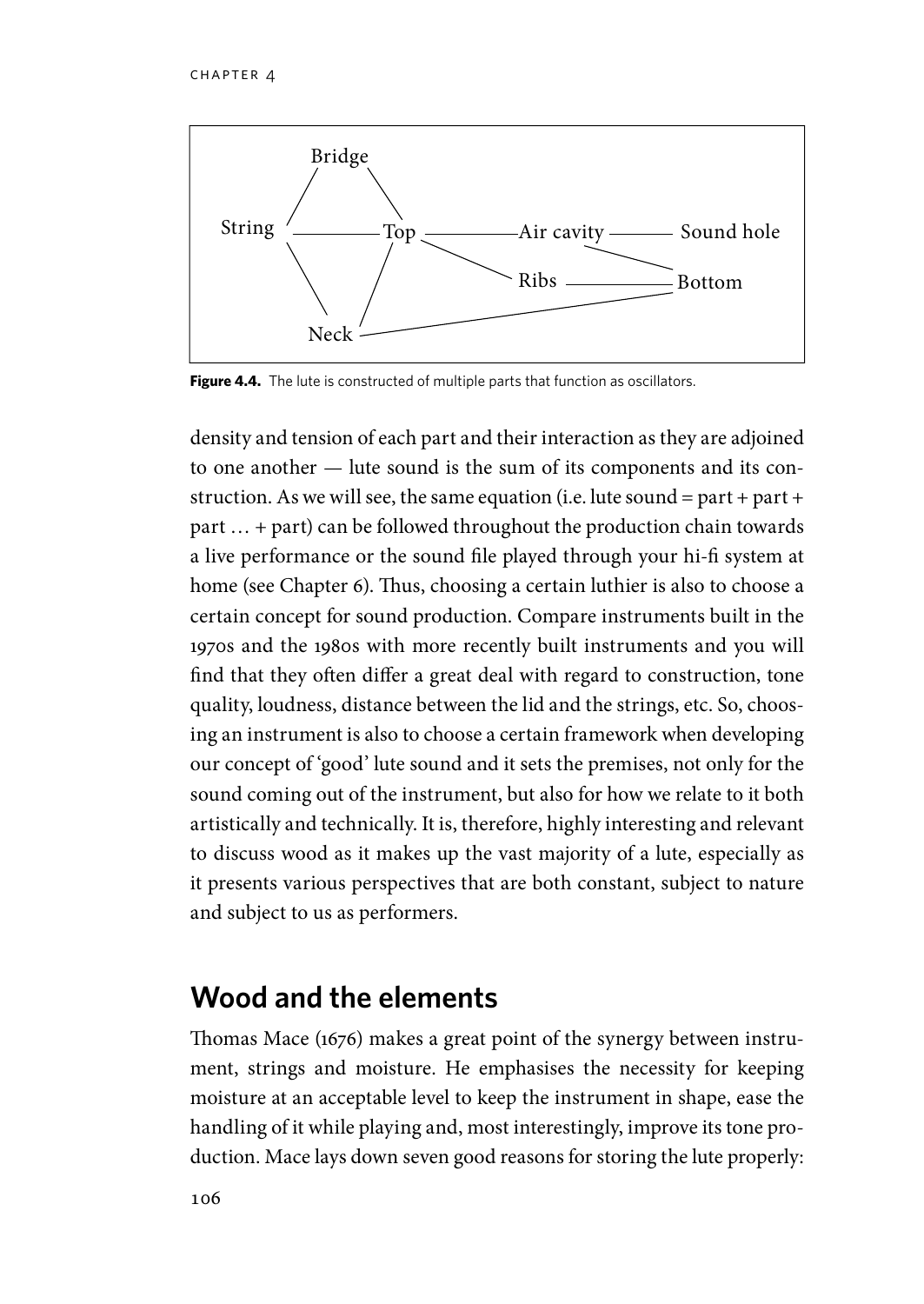**Figure 4.4.** The lute is constructed of multiple parts that function as oscillators.

density and tension of each part and their interaction as they are adjoined to one another — lute sound is the sum of its components and its construction. As we will see, the same equation (i.e. lute sound = part + part + part … + part) can be followed throughout the production chain towards a live performance or the sound file played through your hi-fi system at home (see Chapter 6). Thus, choosing a certain luthier is also to choose a certain concept for sound production. Compare instruments built in the 1970s and the 1980s with more recently built instruments and you will find that they often differ a great deal with regard to construction, tone quality, loudness, distance between the lid and the strings, etc. So, choosing an instrument is also to choose a certain framework when developing our concept of 'good' lute sound and it sets the premises, not only for the sound coming out of the instrument, but also for how we relate to it both artistically and technically. It is, therefore, highly interesting and relevant to discuss wood as it makes up the vast majority of a lute, especially as it presents various perspectives that are both constant, subject to nature and subject to us as performers.

## Wood and the elements

Thomas Mace (1676) makes a great point of the synergy between instrument, strings and moisture. He emphasises the necessity for keeping moisture at an acceptable level to keep the instrument in shape, ease the handling of it while playing and, most interestingly, improve its tone production. Mace lays down seven good reasons for storing the lute properly: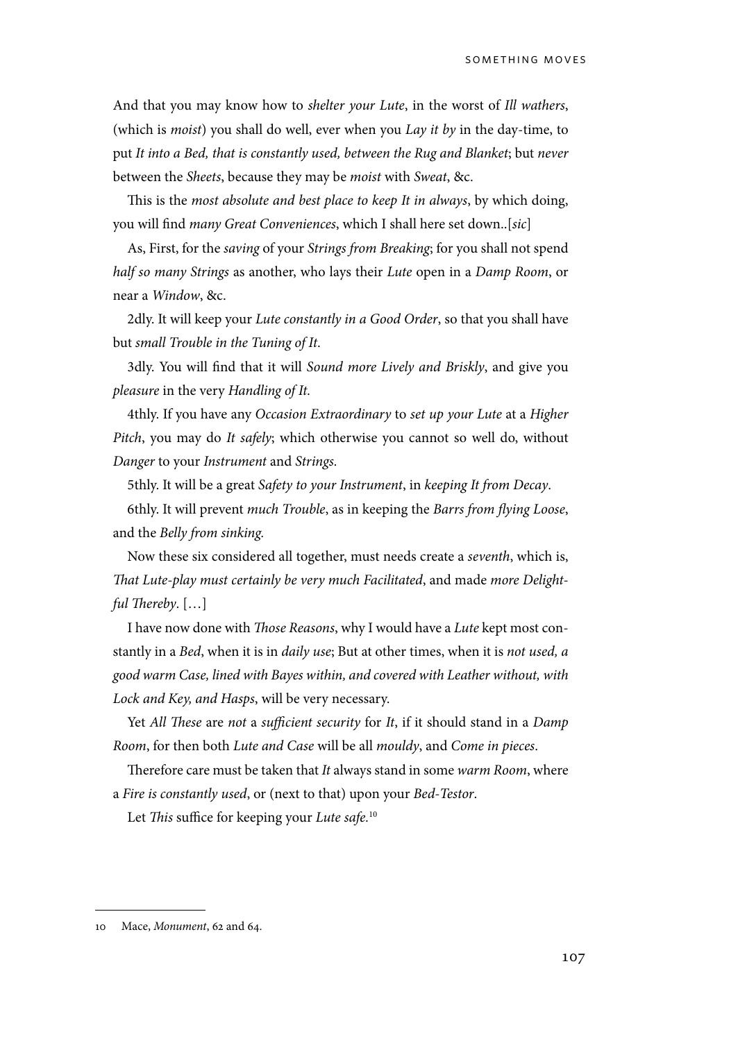And that you may know how to *shelter your Lute*, in the worst of *Ill wathers*, (which is *moist*) you shall do well, ever when you *Lay it by* in the day-time, to put *It into a Bed, that is constantly used, between the Rug and Blanket*; but *never* between the *Sheets*, because they may be *moist* with *Sweat*, &c.

This is the *most absolute and best place to keep It in always*, by which doing, you will find *many Great Conveniences*, which I shall here set down..[*sic*]

As, First, for the *saving* of your *Strings from Breaking*; for you shall not spend *half so many Strings* as another, who lays their *Lute* open in a *Damp Room*, or near a *Window*, &c.

2dly. It will keep your *Lute constantly in a Good Order*, so that you shall have but *small Trouble in the Tuning of It.*

3dly. You will find that it will *Sound more Lively and Briskly*, and give you *pleasure* in the very *Handling of It.*

4thly. If you have any *Occasion Extraordinary* to *set up your Lute* at a *Higher Pitch*, you may do *It safely*; which otherwise you cannot so well do, without *Danger* to your *Instrument* and *Strings.*

5thly. It will be a great *Safety to your Instrument*, in *keeping It from Decay*.

6thly. It will prevent *much Trouble*, as in keeping the *Barrs from flying Loose*, and the *Belly from sinking.*

Now these six considered all together, must needs create a *seventh*, which is, *That Lute-play must certainly be very much Facilitated*, and made *more Delightful Thereby*. […]

I have now done with *Those Reasons*, why I would have a *Lute* kept most constantly in a *Bed*, when it is in *daily use*; But at other times, when it is *not used, a good warm Case, lined with Bayes within, and covered with Leather without, with Lock and Key, and Hasps*, will be very necessary.

Yet *All These* are *not* a *sufficient security* for *It*, if it should stand in a *Damp Room*, for then both *Lute and Case* will be all *mouldy*, and *Come in pieces*.

Therefore care must be taken that *It* always stand in some *warm Room*, where a *Fire is constantly used*, or (next to that) upon your *Bed-Testor*.

Let *This* suffice for keeping your *Lute safe.*[10]

---

10 Mace, *Monument*, 62 and 64.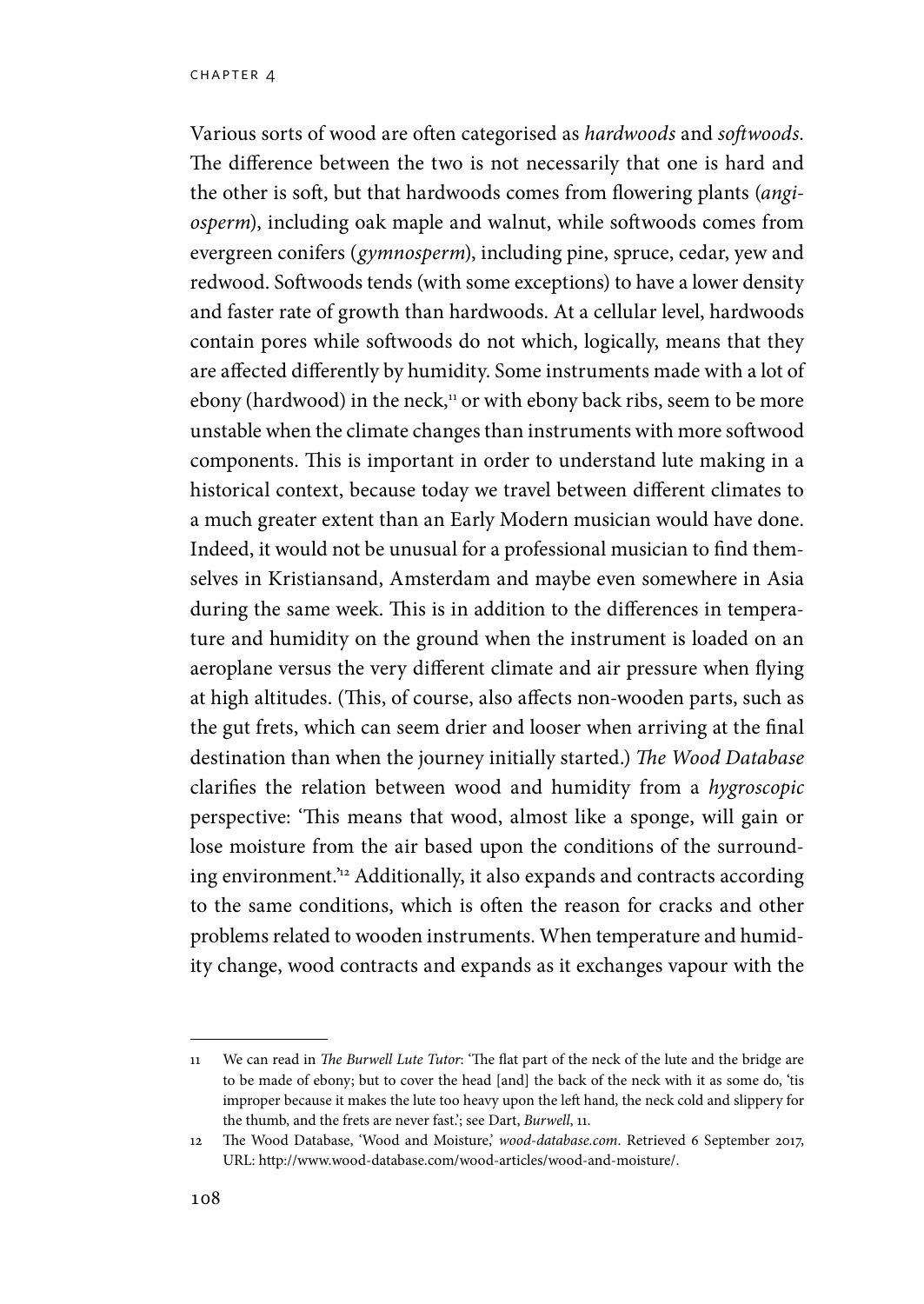Various sorts of wood are often categorised as *hardwoods* and *softwoods*. The difference between the two is not necessarily that one is hard and the other is soft, but that hardwoods comes from flowering plants (*angiosperm*), including oak maple and walnut, while softwoods comes from evergreen conifers (*gymnosperm*), including pine, spruce, cedar, yew and redwood. Softwoods tends (with some exceptions) to have a lower density and faster rate of growth than hardwoods. At a cellular level, hardwoods contain pores while softwoods do not which, logically, means that they are affected differently by humidity. Some instruments made with a lot of ebony (hardwood) in the neck,[11] or with ebony back ribs, seem to be more unstable when the climate changes than instruments with more softwood components. This is important in order to understand lute making in a historical context, because today we travel between different climates to a much greater extent than an Early Modern musician would have done. Indeed, it would not be unusual for a professional musician to find themselves in Kristiansand, Amsterdam and maybe even somewhere in Asia during the same week. This is in addition to the differences in temperature and humidity on the ground when the instrument is loaded on an aeroplane versus the very different climate and air pressure when flying at high altitudes. (This, of course, also affects non-wooden parts, such as the gut frets, which can seem drier and looser when arriving at the final destination than when the journey initially started.) *The Wood Database* clarifies the relation between wood and humidity from a *hygroscopic* perspective: 'This means that wood, almost like a sponge, will gain or lose moisture from the air based upon the conditions of the surrounding environment.'[12] Additionally, it also expands and contracts according to the same conditions, which is often the reason for cracks and other problems related to wooden instruments. When temperature and humidity change, wood contracts and expands as it exchanges vapour with the

---

11 We can read in *The Burwell Lute Tutor*: 'The flat part of the neck of the lute and the bridge are to be made of ebony; but to cover the head [and] the back of the neck with it as some do, 'tis improper because it makes the lute too heavy upon the left hand, the neck cold and slippery for the thumb, and the frets are never fast.'; see Dart, *Burwell*, 11.

12 The Wood Database, 'Wood and Moisture,' *wood-database.com*. Retrieved 6 September 2017, URL: http://www.wood-database.com/wood-articles/wood-and-moisture/.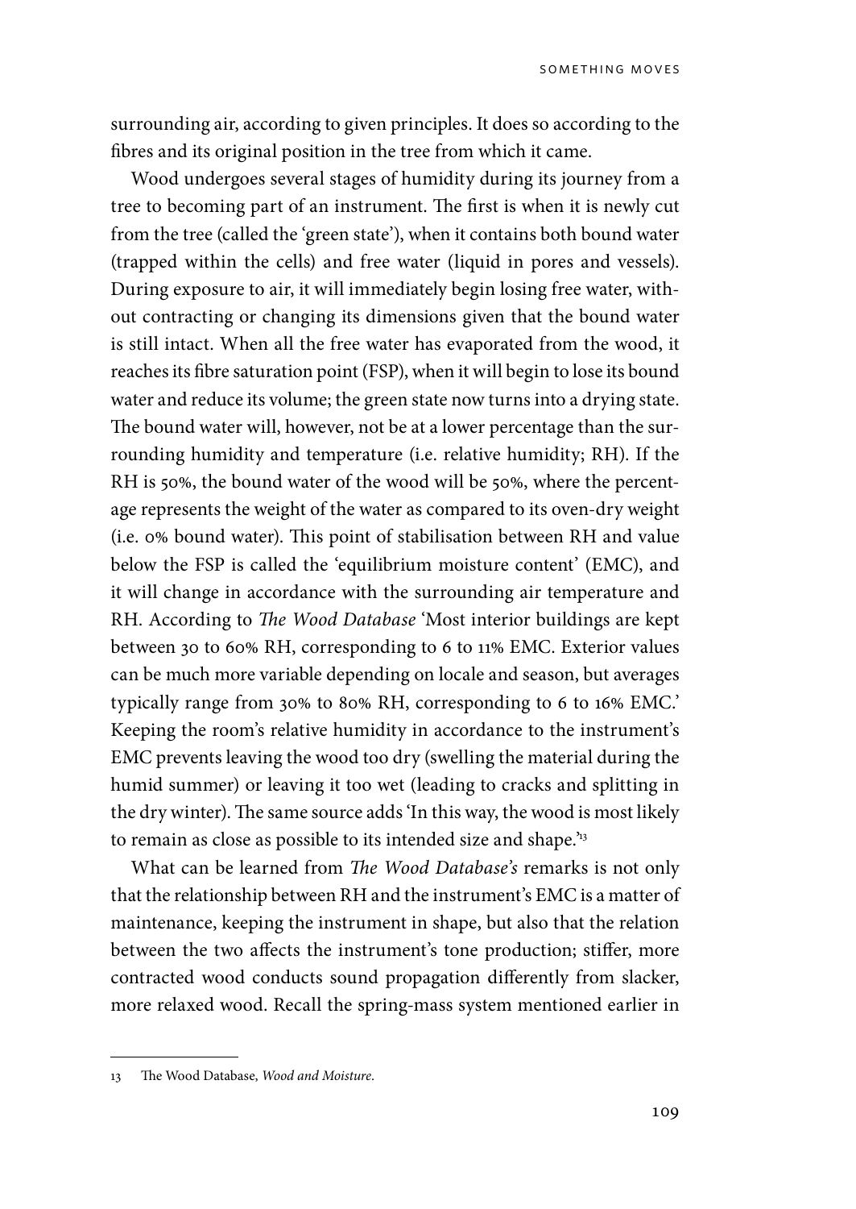surrounding air, according to given principles. It does so according to the fibres and its original position in the tree from which it came.

Wood undergoes several stages of humidity during its journey from a tree to becoming part of an instrument. The first is when it is newly cut from the tree (called the 'green state'), when it contains both bound water (trapped within the cells) and free water (liquid in pores and vessels). During exposure to air, it will immediately begin losing free water, without contracting or changing its dimensions given that the bound water is still intact. When all the free water has evaporated from the wood, it reaches its fibre saturation point (FSP), when it will begin to lose its bound water and reduce its volume; the green state now turns into a drying state. The bound water will, however, not be at a lower percentage than the surrounding humidity and temperature (i.e. relative humidity; RH). If the RH is 50%, the bound water of the wood will be 50%, where the percentage represents the weight of the water as compared to its oven-dry weight (i.e. 0% bound water). This point of stabilisation between RH and value below the FSP is called the 'equilibrium moisture content' (EMC), and it will change in accordance with the surrounding air temperature and RH. According to *The Wood Database* 'Most interior buildings are kept between 30 to 60% RH, corresponding to 6 to 11% EMC. Exterior values can be much more variable depending on locale and season, but averages typically range from 30% to 80% RH, corresponding to 6 to 16% EMC.' Keeping the room's relative humidity in accordance to the instrument's EMC prevents leaving the wood too dry (swelling the material during the humid summer) or leaving it too wet (leading to cracks and splitting in the dry winter). The same source adds 'In this way, the wood is most likely to remain as close as possible to its intended size and shape.'[13]

What can be learned from *The Wood Database's* remarks is not only that the relationship between RH and the instrument's EMC is a matter of maintenance, keeping the instrument in shape, but also that the relation between the two affects the instrument's tone production; stiffer, more contracted wood conducts sound propagation differently from slacker, more relaxed wood. Recall the spring-mass system mentioned earlier in

---

13 The Wood Database, *Wood and Moisture*.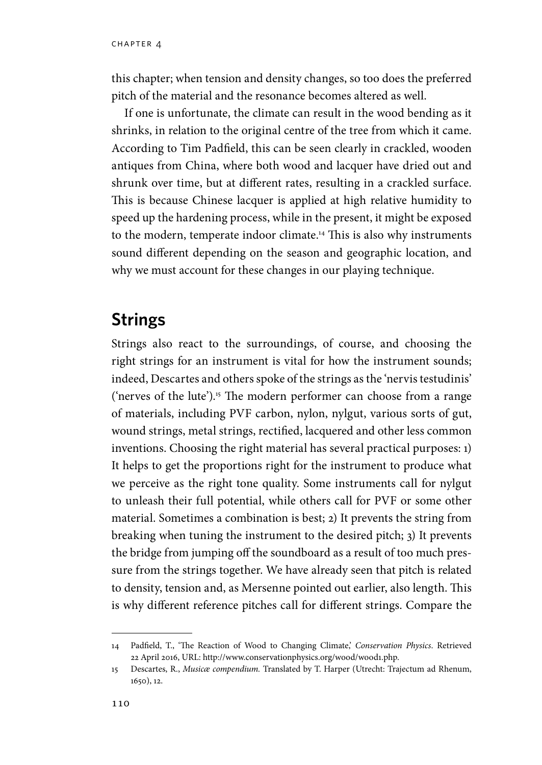this chapter; when tension and density changes, so too does the preferred pitch of the material and the resonance becomes altered as well.

If one is unfortunate, the climate can result in the wood bending as it shrinks, in relation to the original centre of the tree from which it came. According to Tim Padfield, this can be seen clearly in crackled, wooden antiques from China, where both wood and lacquer have dried out and shrunk over time, but at different rates, resulting in a crackled surface. This is because Chinese lacquer is applied at high relative humidity to speed up the hardening process, while in the present, it might be exposed to the modern, temperate indoor climate.[14] This is also why instruments sound different depending on the season and geographic location, and why we must account for these changes in our playing technique.

## Strings

Strings also react to the surroundings, of course, and choosing the right strings for an instrument is vital for how the instrument sounds; indeed, Descartes and others spoke of the strings as the 'nervis testudinis' ('nerves of the lute').[15] The modern performer can choose from a range of materials, including PVF carbon, nylon, nylgut, various sorts of gut, wound strings, metal strings, rectified, lacquered and other less common inventions. Choosing the right material has several practical purposes: 1) It helps to get the proportions right for the instrument to produce what we perceive as the right tone quality. Some instruments call for nylgut to unleash their full potential, while others call for PVF or some other material. Sometimes a combination is best; 2) It prevents the string from breaking when tuning the instrument to the desired pitch; 3) It prevents the bridge from jumping off the soundboard as a result of too much pressure from the strings together. We have already seen that pitch is related to density, tension and, as Mersenne pointed out earlier, also length. This is why different reference pitches call for different strings. Compare the

---

14 Padfield, T., 'The Reaction of Wood to Changing Climate,' *Conservation Physics*. Retrieved 22 April 2016, URL: http://www.conservationphysics.org/wood/wood1.php.

15 Descartes, R., *Musicæ compendium*. Translated by T. Harper (Utrecht: Trajectum ad Rhenum, 1650), 12.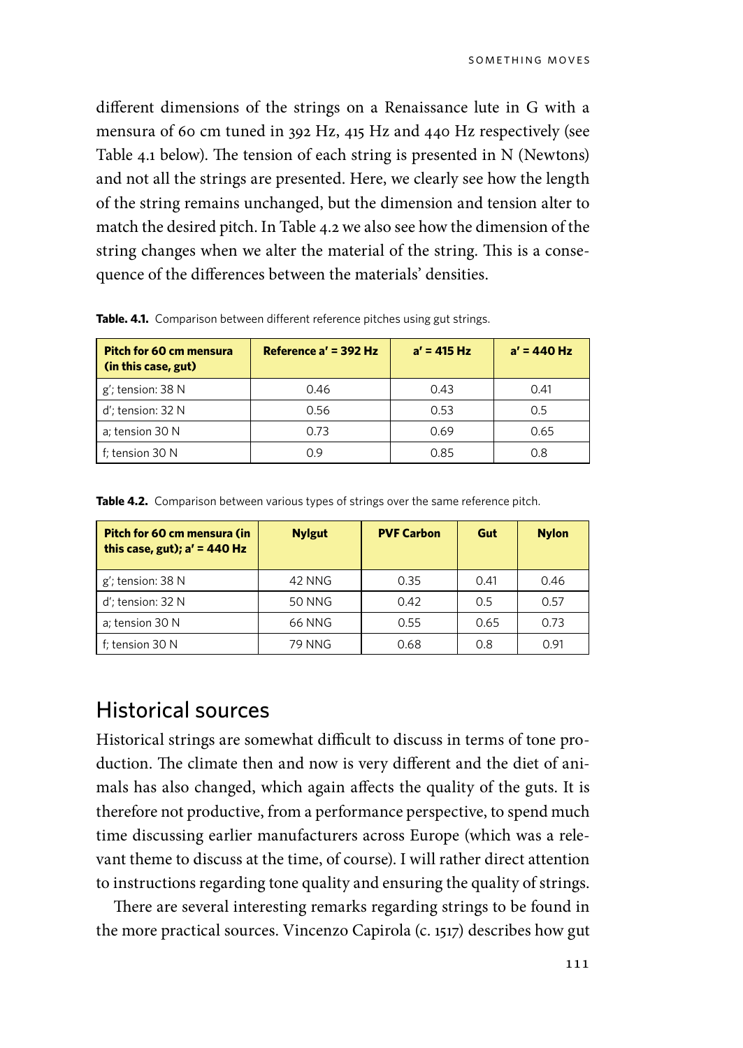different dimensions of the strings on a Renaissance lute in G with a mensura of 60 cm tuned in 392 Hz, 415 Hz and 440 Hz respectively (see Table 4.1 below). The tension of each string is presented in N (Newtons) and not all the strings are presented. Here, we clearly see how the length of the string remains unchanged, but the dimension and tension alter to match the desired pitch. In Table 4.2 we also see how the dimension of the string changes when we alter the material of the string. This is a consequence of the differences between the materials' densities.

**Table. 4.1.** Comparison between different reference pitches using gut strings.

| **Pitch for 60 cm mensura (in this case, gut)** | **Reference a' = 392 Hz** | **a' = 415 Hz** | **a' = 440 Hz** |
|---|---|---|---|
| g'; tension: 38 N | 0.46 | 0.43 | 0.41 |
| d'; tension: 32 N | 0.56 | 0.53 | 0.5 |
| a; tension 30 N | 0.73 | 0.69 | 0.65 |
| f; tension 30 N | 0.9 | 0.85 | 0.8 |

**Table 4.2.** Comparison between various types of strings over the same reference pitch.

| **Pitch for 60 cm mensura (in this case, gut); a' = 440 Hz** | **Nylgut** | **PVF Carbon** | **Gut** | **Nylon** |
|---|---|---|---|---|
| g'; tension: 38 N | 42 NNG | 0.35 | 0.41 | 0.46 |
| d'; tension: 32 N | 50 NNG | 0.42 | 0.5 | 0.57 |
| a; tension 30 N | 66 NNG | 0.55 | 0.65 | 0.73 |
| f; tension 30 N | 79 NNG | 0.68 | 0.8 | 0.91 |

## Historical sources

Historical strings are somewhat difficult to discuss in terms of tone production. The climate then and now is very different and the diet of animals has also changed, which again affects the quality of the guts. It is therefore not productive, from a performance perspective, to spend much time discussing earlier manufacturers across Europe (which was a relevant theme to discuss at the time, of course). I will rather direct attention to instructions regarding tone quality and ensuring the quality of strings.

There are several interesting remarks regarding strings to be found in the more practical sources. Vincenzo Capirola (c. 1517) describes how gut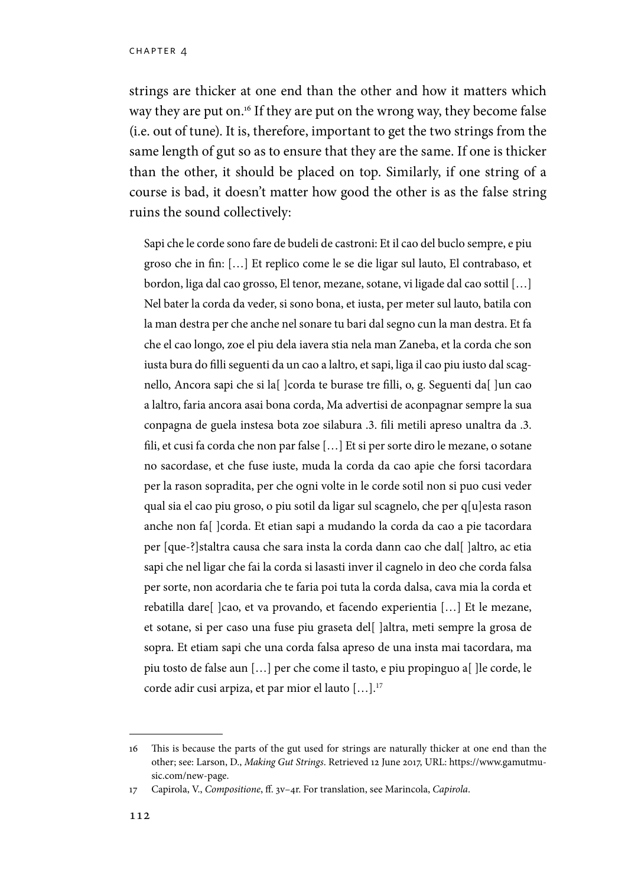strings are thicker at one end than the other and how it matters which way they are put on.[16] If they are put on the wrong way, they become false (i.e. out of tune). It is, therefore, important to get the two strings from the same length of gut so as to ensure that they are the same. If one is thicker than the other, it should be placed on top. Similarly, if one string of a course is bad, it doesn't matter how good the other is as the false string ruins the sound collectively:

> Sapi che le corde sono fare de budeli de castroni: Et il cao del buclo sempre, e piu groso che in fin: […] Et replico come le se die ligar sul lauto, El contrabaso, et bordon, liga dal cao grosso, El tenor, mezane, sotane, vi ligade dal cao sottil […] Nel bater la corda da veder, si sono bona, et iusta, per meter sul lauto, batila con la man destra per che anche nel sonare tu bari dal segno cun la man destra. Et fa che el cao longo, zoe el piu dela iavera stia nela man Zaneba, et la corda che son iusta bura do filli seguenti da un cao a laltro, et sapi, liga il cao piu iusto dal scagnello, Ancora sapi che si la[ ]corda te burase tre filli, o, g. Seguenti da[ ]un cao a laltro, faria ancora asai bona corda, Ma advertisi de aconpagnar sempre la sua conpagna de guela instesa bota zoe silabura .3. fili metili apreso unaltra da .3. fili, et cusi fa corda che non par false […] Et si per sorte diro le mezane, o sotane no sacordase, et che fuse iuste, muda la corda da cao apie che forsi tacordara per la rason sopradita, per che ogni volte in le corde sotil non si puo cusi veder qual sia el cao piu groso, o piu sotil da ligar sul scagnelo, che per q[u]esta rason anche non fa[ ]corda. Et etian sapi a mudando la corda da cao a pie tacordara per [que-?]staltra causa che sara insta la corda dann cao che dal[ ]altro, ac etia sapi che nel ligar che fai la corda si lasasti inver il cagnelo in deo che corda falsa per sorte, non acordaria che te faria poi tuta la corda dalsa, cava mia la corda et rebatilla dare[ ]cao, et va provando, et facendo experientia […] Et le mezane, et sotane, si per caso una fuse piu graseta del[ ]altra, meti sempre la grosa de sopra. Et etiam sapi che una corda falsa apreso de una insta mai tacordara, ma piu tosto de false aun […] per che come il tasto, e piu propinguo a[ ]le corde, le corde adir cusi arpiza, et par mior el lauto […].[17]

---

16 This is because the parts of the gut used for strings are naturally thicker at one end than the other; see: Larson, D., *Making Gut Strings*. Retrieved 12 June 2017, URL: https://www.gamutmusic.com/new-page.

17 Capirola, V., *Compositione*, ff. 3v–4r. For translation, see Marincola, *Capirola*.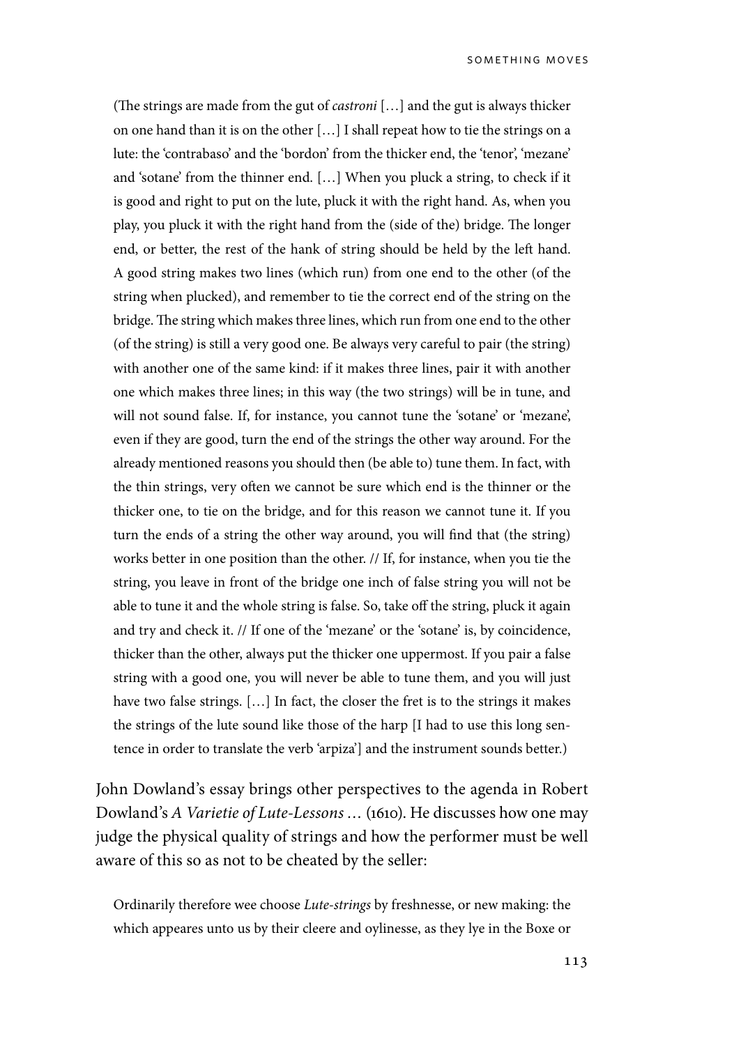(The strings are made from the gut of *castroni* […] and the gut is always thicker on one hand than it is on the other […] I shall repeat how to tie the strings on a lute: the 'contrabaso' and the 'bordon' from the thicker end, the 'tenor', 'mezane' and 'sotane' from the thinner end. […] When you pluck a string, to check if it is good and right to put on the lute, pluck it with the right hand. As, when you play, you pluck it with the right hand from the (side of the) bridge. The longer end, or better, the rest of the hank of string should be held by the left hand. A good string makes two lines (which run) from one end to the other (of the string when plucked), and remember to tie the correct end of the string on the bridge. The string which makes three lines, which run from one end to the other (of the string) is still a very good one. Be always very careful to pair (the string) with another one of the same kind: if it makes three lines, pair it with another one which makes three lines; in this way (the two strings) will be in tune, and will not sound false. If, for instance, you cannot tune the 'sotane' or 'mezane', even if they are good, turn the end of the strings the other way around. For the already mentioned reasons you should then (be able to) tune them. In fact, with the thin strings, very often we cannot be sure which end is the thinner or the thicker one, to tie on the bridge, and for this reason we cannot tune it. If you turn the ends of a string the other way around, you will find that (the string) works better in one position than the other. // If, for instance, when you tie the string, you leave in front of the bridge one inch of false string you will not be able to tune it and the whole string is false. So, take off the string, pluck it again and try and check it. // If one of the 'mezane' or the 'sotane' is, by coincidence, thicker than the other, always put the thicker one uppermost. If you pair a false string with a good one, you will never be able to tune them, and you will just have two false strings. […] In fact, the closer the fret is to the strings it makes the strings of the lute sound like those of the harp [I had to use this long sentence in order to translate the verb 'arpiza'] and the instrument sounds better.)

John Dowland's essay brings other perspectives to the agenda in Robert Dowland's *A Varietie of Lute-Lessons …* (1610). He discusses how one may judge the physical quality of strings and how the performer must be well aware of this so as not to be cheated by the seller:

Ordinarily therefore wee choose *Lute-strings* by freshnesse, or new making: the which appeares unto us by their cleere and oylinesse, as they lye in the Boxe or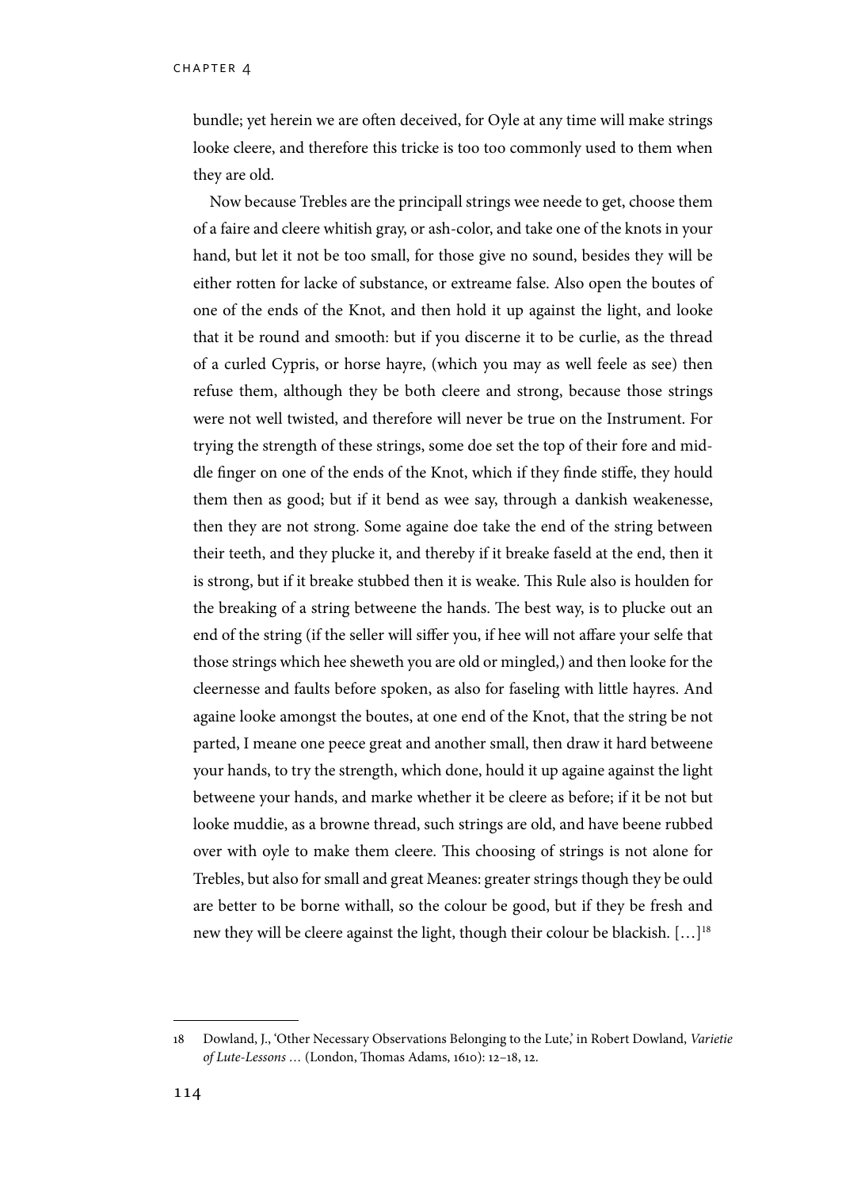bundle; yet herein we are often deceived, for Oyle at any time will make strings looke cleere, and therefore this tricke is too too commonly used to them when they are old.

Now because Trebles are the principall strings wee neede to get, choose them of a faire and cleere whitish gray, or ash-color, and take one of the knots in your hand, but let it not be too small, for those give no sound, besides they will be either rotten for lacke of substance, or extreame false. Also open the boutes of one of the ends of the Knot, and then hold it up against the light, and looke that it be round and smooth: but if you discerne it to be curlie, as the thread of a curled Cypris, or horse hayre, (which you may as well feele as see) then refuse them, although they be both cleere and strong, because those strings were not well twisted, and therefore will never be true on the Instrument. For trying the strength of these strings, some doe set the top of their fore and middle finger on one of the ends of the Knot, which if they finde stiffe, they hould them then as good; but if it bend as wee say, through a dankish weakenesse, then they are not strong. Some againe doe take the end of the string between their teeth, and they plucke it, and thereby if it breake faseld at the end, then it is strong, but if it breake stubbed then it is weake. This Rule also is houlden for the breaking of a string betweene the hands. The best way, is to plucke out an end of the string (if the seller will siffer you, if hee will not affare your selfe that those strings which hee sheweth you are old or mingled,) and then looke for the cleernesse and faults before spoken, as also for faseling with little hayres. And againe looke amongst the boutes, at one end of the Knot, that the string be not parted, I meane one peece great and another small, then draw it hard betweene your hands, to try the strength, which done, hould it up againe against the light betweene your hands, and marke whether it be cleere as before; if it be not but looke muddie, as a browne thread, such strings are old, and have beene rubbed over with oyle to make them cleere. This choosing of strings is not alone for Trebles, but also for small and great Meanes: greater strings though they be ould are better to be borne withall, so the colour be good, but if they be fresh and new they will be cleere against the light, though their colour be blackish. […][18]

---

18 Dowland, J., 'Other Necessary Observations Belonging to the Lute,' in Robert Dowland, *Varietie of Lute-Lessons …* (London, Thomas Adams, 1610): 12–18, 12.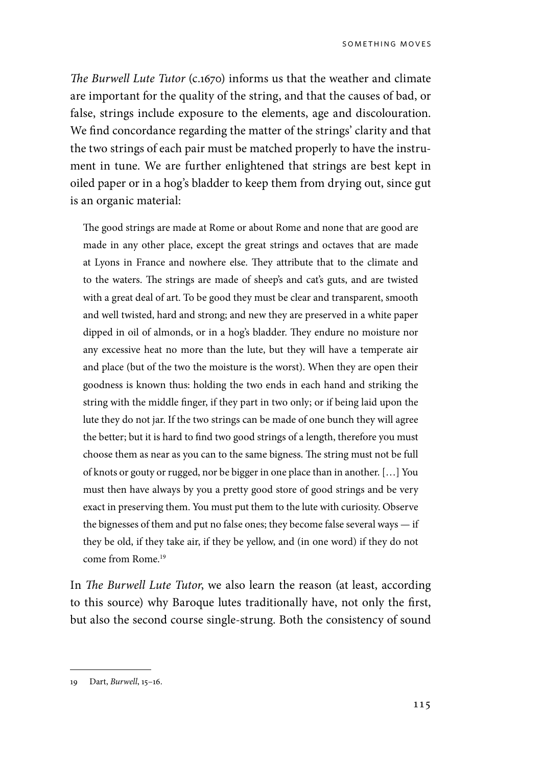*The Burwell Lute Tutor* (c.1670) informs us that the weather and climate are important for the quality of the string, and that the causes of bad, or false, strings include exposure to the elements, age and discolouration. We find concordance regarding the matter of the strings' clarity and that the two strings of each pair must be matched properly to have the instrument in tune. We are further enlightened that strings are best kept in oiled paper or in a hog's bladder to keep them from drying out, since gut is an organic material:

> The good strings are made at Rome or about Rome and none that are good are made in any other place, except the great strings and octaves that are made at Lyons in France and nowhere else. They attribute that to the climate and to the waters. The strings are made of sheep's and cat's guts, and are twisted with a great deal of art. To be good they must be clear and transparent, smooth and well twisted, hard and strong; and new they are preserved in a white paper dipped in oil of almonds, or in a hog's bladder. They endure no moisture nor any excessive heat no more than the lute, but they will have a temperate air and place (but of the two the moisture is the worst). When they are open their goodness is known thus: holding the two ends in each hand and striking the string with the middle finger, if they part in two only; or if being laid upon the lute they do not jar. If the two strings can be made of one bunch they will agree the better; but it is hard to find two good strings of a length, therefore you must choose them as near as you can to the same bigness. The string must not be full of knots or gouty or rugged, nor be bigger in one place than in another. […] You must then have always by you a pretty good store of good strings and be very exact in preserving them. You must put them to the lute with curiosity. Observe the bignesses of them and put no false ones; they become false several ways — if they be old, if they take air, if they be yellow, and (in one word) if they do not come from Rome.[19]

In *The Burwell Lute Tutor*, we also learn the reason (at least, according to this source) why Baroque lutes traditionally have, not only the first, but also the second course single-strung. Both the consistency of sound

---

19 Dart, *Burwell*, 15–16.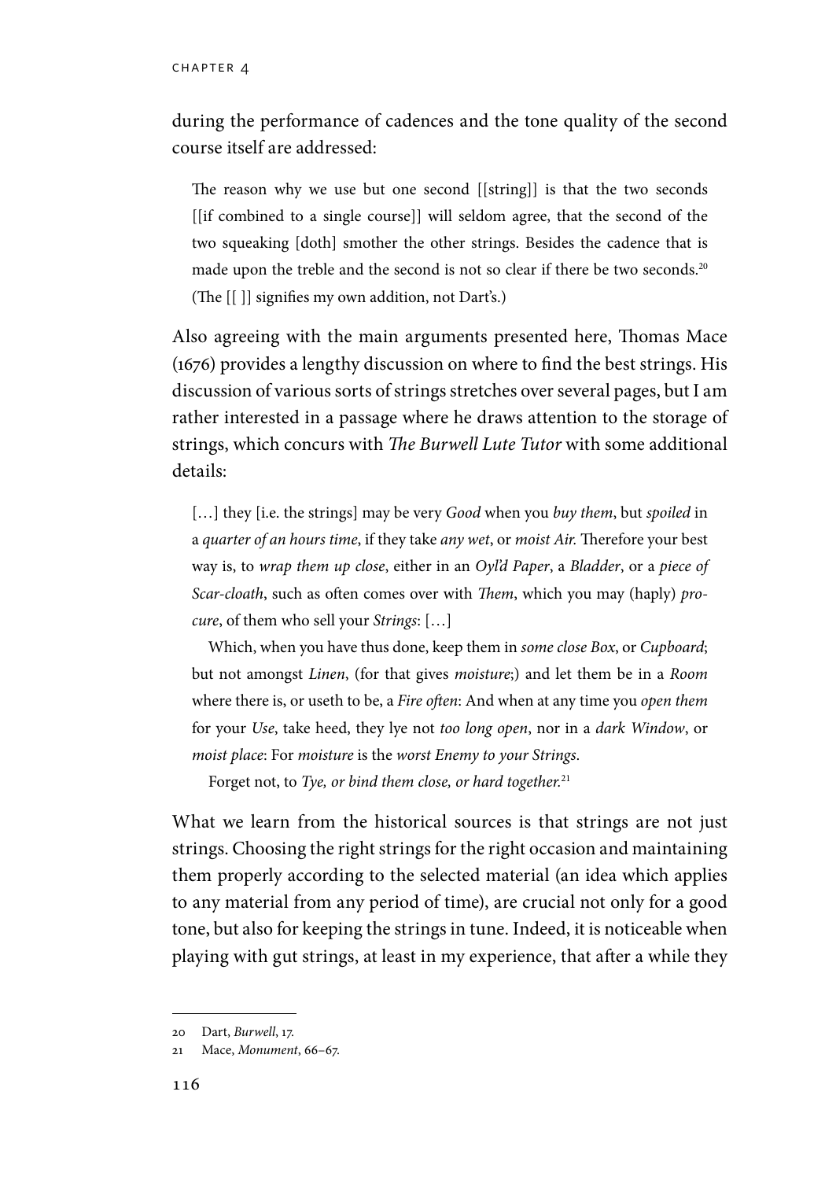during the performance of cadences and the tone quality of the second course itself are addressed:

> The reason why we use but one second [[string]] is that the two seconds [[if combined to a single course]] will seldom agree, that the second of the two squeaking [doth] smother the other strings. Besides the cadence that is made upon the treble and the second is not so clear if there be two seconds.[20] (The [[ ]] signifies my own addition, not Dart's.)

Also agreeing with the main arguments presented here, Thomas Mace (1676) provides a lengthy discussion on where to find the best strings. His discussion of various sorts of strings stretches over several pages, but I am rather interested in a passage where he draws attention to the storage of strings, which concurs with *The Burwell Lute Tutor* with some additional details:

> […] they [i.e. the strings] may be very *Good* when you *buy them*, but *spoiled* in a *quarter of an hours time*, if they take *any wet*, or *moist Air*. Therefore your best way is, to *wrap them up close*, either in an *Oyl'd Paper*, a *Bladder*, or a *piece of Scar-cloath*, such as often comes over with *Them*, which you may (haply) *procure*, of them who sell your *Strings*: […]
>
> Which, when you have thus done, keep them in *some close Box*, or *Cupboard*; but not amongst *Linen*, (for that gives *moisture*;) and let them be in a *Room* where there is, or useth to be, a *Fire often*: And when at any time you *open them* for your *Use*, take heed, they lye not *too long open*, nor in a *dark Window*, or *moist place*: For *moisture* is the *worst Enemy to your Strings*.
>
> Forget not, to *Tye, or bind them close, or hard together*.[21]

What we learn from the historical sources is that strings are not just strings. Choosing the right strings for the right occasion and maintaining them properly according to the selected material (an idea which applies to any material from any period of time), are crucial not only for a good tone, but also for keeping the strings in tune. Indeed, it is noticeable when playing with gut strings, at least in my experience, that after a while they

---

20 Dart, *Burwell*, 17.

21 Mace, *Monument*, 66–67.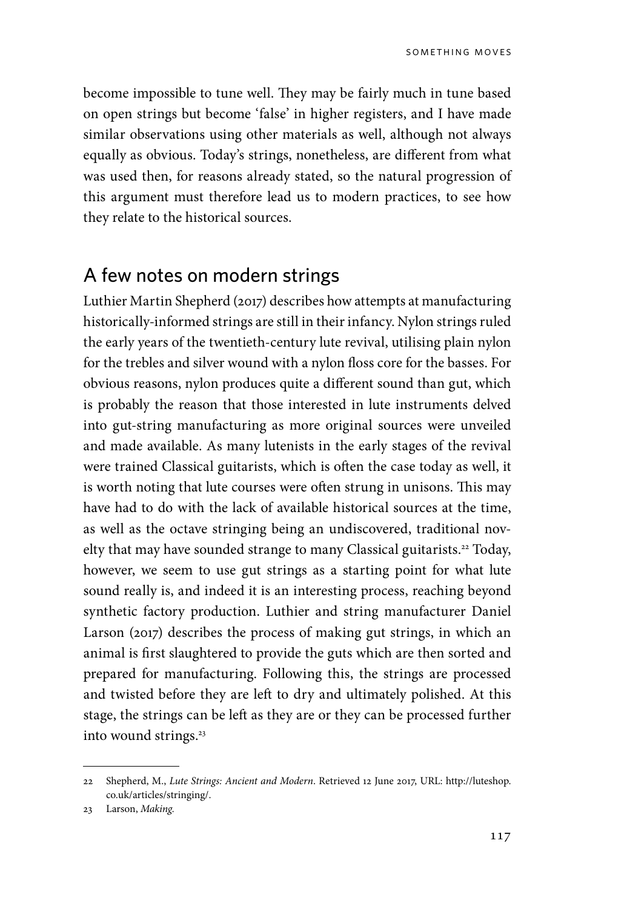become impossible to tune well. They may be fairly much in tune based on open strings but become 'false' in higher registers, and I have made similar observations using other materials as well, although not always equally as obvious. Today's strings, nonetheless, are different from what was used then, for reasons already stated, so the natural progression of this argument must therefore lead us to modern practices, to see how they relate to the historical sources.

## A few notes on modern strings

Luthier Martin Shepherd (2017) describes how attempts at manufacturing historically-informed strings are still in their infancy. Nylon strings ruled the early years of the twentieth-century lute revival, utilising plain nylon for the trebles and silver wound with a nylon floss core for the basses. For obvious reasons, nylon produces quite a different sound than gut, which is probably the reason that those interested in lute instruments delved into gut-string manufacturing as more original sources were unveiled and made available. As many lutenists in the early stages of the revival were trained Classical guitarists, which is often the case today as well, it is worth noting that lute courses were often strung in unisons. This may have had to do with the lack of available historical sources at the time, as well as the octave stringing being an undiscovered, traditional novelty that may have sounded strange to many Classical guitarists.[22] Today, however, we seem to use gut strings as a starting point for what lute sound really is, and indeed it is an interesting process, reaching beyond synthetic factory production. Luthier and string manufacturer Daniel Larson (2017) describes the process of making gut strings, in which an animal is first slaughtered to provide the guts which are then sorted and prepared for manufacturing. Following this, the strings are processed and twisted before they are left to dry and ultimately polished. At this stage, the strings can be left as they are or they can be processed further into wound strings.[23]

---

22 Shepherd, M., *Lute Strings: Ancient and Modern*. Retrieved 12 June 2017, URL: http://luteshop.co.uk/articles/stringing/.

23 Larson, *Making.*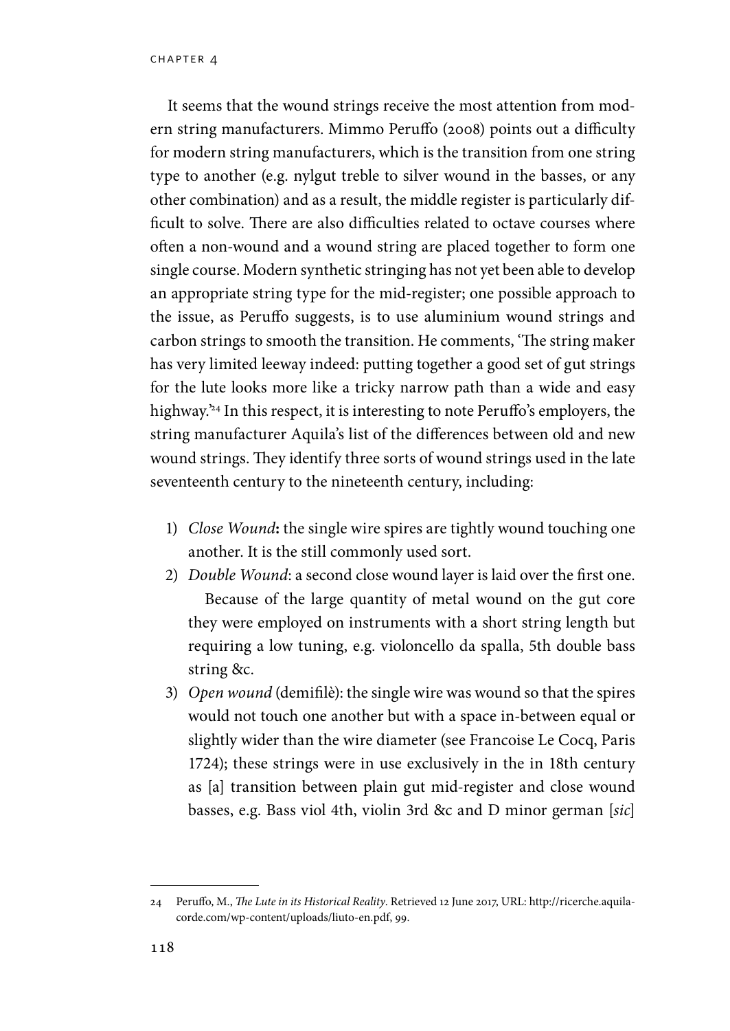It seems that the wound strings receive the most attention from modern string manufacturers. Mimmo Peruffo (2008) points out a difficulty for modern string manufacturers, which is the transition from one string type to another (e.g. nylgut treble to silver wound in the basses, or any other combination) and as a result, the middle register is particularly difficult to solve. There are also difficulties related to octave courses where often a non-wound and a wound string are placed together to form one single course. Modern synthetic stringing has not yet been able to develop an appropriate string type for the mid-register; one possible approach to the issue, as Peruffo suggests, is to use aluminium wound strings and carbon strings to smooth the transition. He comments, 'The string maker has very limited leeway indeed: putting together a good set of gut strings for the lute looks more like a tricky narrow path than a wide and easy highway.'[24] In this respect, it is interesting to note Peruffo's employers, the string manufacturer Aquila's list of the differences between old and new wound strings. They identify three sorts of wound strings used in the late seventeenth century to the nineteenth century, including:

1) *Close Wound*: the single wire spires are tightly wound touching one another. It is the still commonly used sort.
2) *Double Wound*: a second close wound layer is laid over the first one. Because of the large quantity of metal wound on the gut core they were employed on instruments with a short string length but requiring a low tuning, e.g. violoncello da spalla, 5th double bass string &c.
3) *Open wound* (demifilè): the single wire was wound so that the spires would not touch one another but with a space in-between equal or slightly wider than the wire diameter (see Francoise Le Cocq, Paris 1724); these strings were in use exclusively in the in 18th century as [a] transition between plain gut mid-register and close wound basses, e.g. Bass viol 4th, violin 3rd &c and D minor german [*sic*]

---

24 Peruffo, M., *The Lute in its Historical Reality*. Retrieved 12 June 2017, URL: http://ricerche.aquilacorde.com/wp-content/uploads/liuto-en.pdf, 99.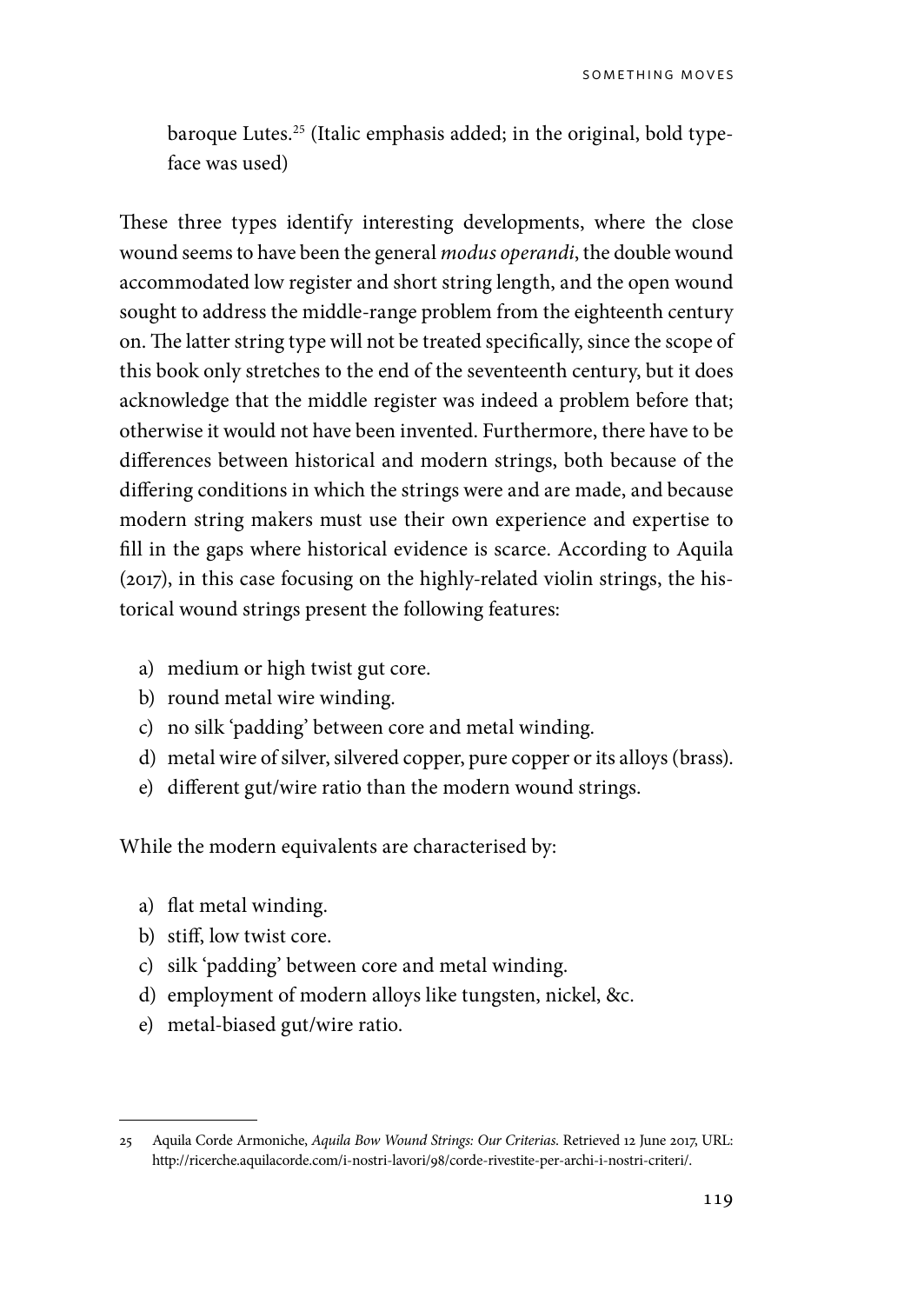baroque Lutes.[25] (Italic emphasis added; in the original, bold typeface was used)

These three types identify interesting developments, where the close wound seems to have been the general *modus operandi*, the double wound accommodated low register and short string length, and the open wound sought to address the middle-range problem from the eighteenth century on. The latter string type will not be treated specifically, since the scope of this book only stretches to the end of the seventeenth century, but it does acknowledge that the middle register was indeed a problem before that; otherwise it would not have been invented. Furthermore, there have to be differences between historical and modern strings, both because of the differing conditions in which the strings were and are made, and because modern string makers must use their own experience and expertise to fill in the gaps where historical evidence is scarce. According to Aquila (2017), in this case focusing on the highly-related violin strings, the historical wound strings present the following features:

a) medium or high twist gut core.
b) round metal wire winding.
c) no silk 'padding' between core and metal winding.
d) metal wire of silver, silvered copper, pure copper or its alloys (brass).
e) different gut/wire ratio than the modern wound strings.

While the modern equivalents are characterised by:

a) flat metal winding.
b) stiff, low twist core.
c) silk 'padding' between core and metal winding.
d) employment of modern alloys like tungsten, nickel, &c.
e) metal-biased gut/wire ratio.

---

25 Aquila Corde Armoniche, *Aquila Bow Wound Strings: Our Criterias*. Retrieved 12 June 2017, URL: http://ricerche.aquilacorde.com/i-nostri-lavori/98/corde-rivestite-per-archi-i-nostri-criteri/.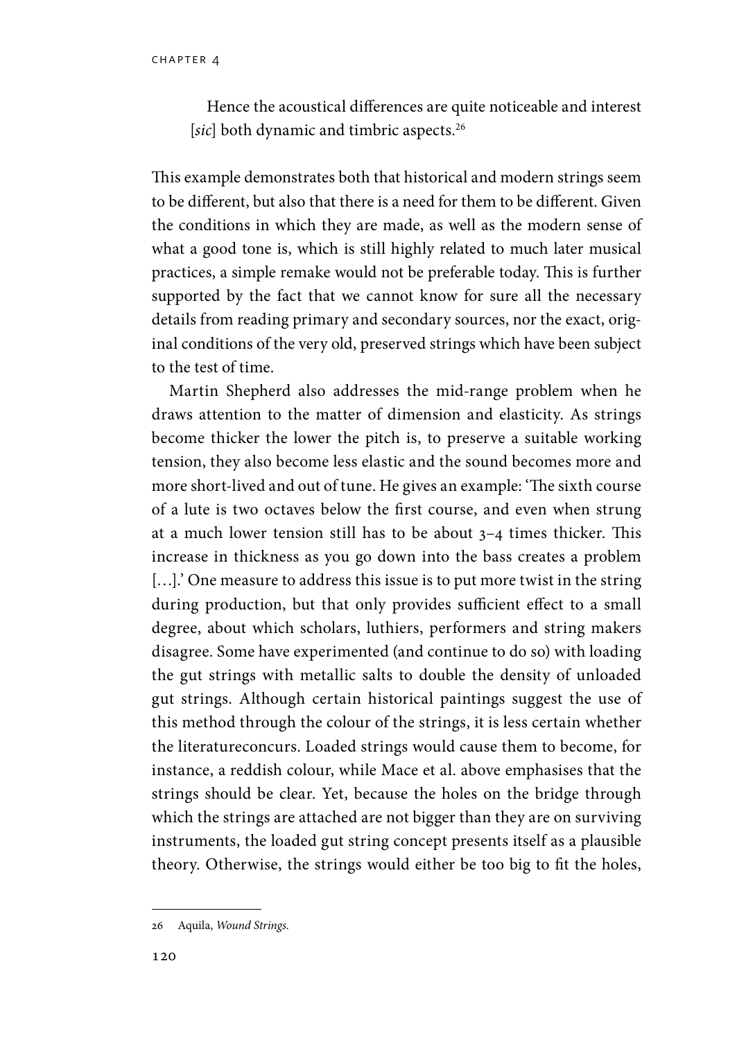> Hence the acoustical differences are quite noticeable and interest [*sic*] both dynamic and timbric aspects.[26]

This example demonstrates both that historical and modern strings seem to be different, but also that there is a need for them to be different. Given the conditions in which they are made, as well as the modern sense of what a good tone is, which is still highly related to much later musical practices, a simple remake would not be preferable today. This is further supported by the fact that we cannot know for sure all the necessary details from reading primary and secondary sources, nor the exact, original conditions of the very old, preserved strings which have been subject to the test of time.

Martin Shepherd also addresses the mid-range problem when he draws attention to the matter of dimension and elasticity. As strings become thicker the lower the pitch is, to preserve a suitable working tension, they also become less elastic and the sound becomes more and more short-lived and out of tune. He gives an example: 'The sixth course of a lute is two octaves below the first course, and even when strung at a much lower tension still has to be about 3–4 times thicker. This increase in thickness as you go down into the bass creates a problem […].' One measure to address this issue is to put more twist in the string during production, but that only provides sufficient effect to a small degree, about which scholars, luthiers, performers and string makers disagree. Some have experimented (and continue to do so) with loading the gut strings with metallic salts to double the density of unloaded gut strings. Although certain historical paintings suggest the use of this method through the colour of the strings, it is less certain whether the literatureconcurs. Loaded strings would cause them to become, for instance, a reddish colour, while Mace et al. above emphasises that the strings should be clear. Yet, because the holes on the bridge through which the strings are attached are not bigger than they are on surviving instruments, the loaded gut string concept presents itself as a plausible theory. Otherwise, the strings would either be too big to fit the holes,

---

26 Aquila, *Wound Strings*.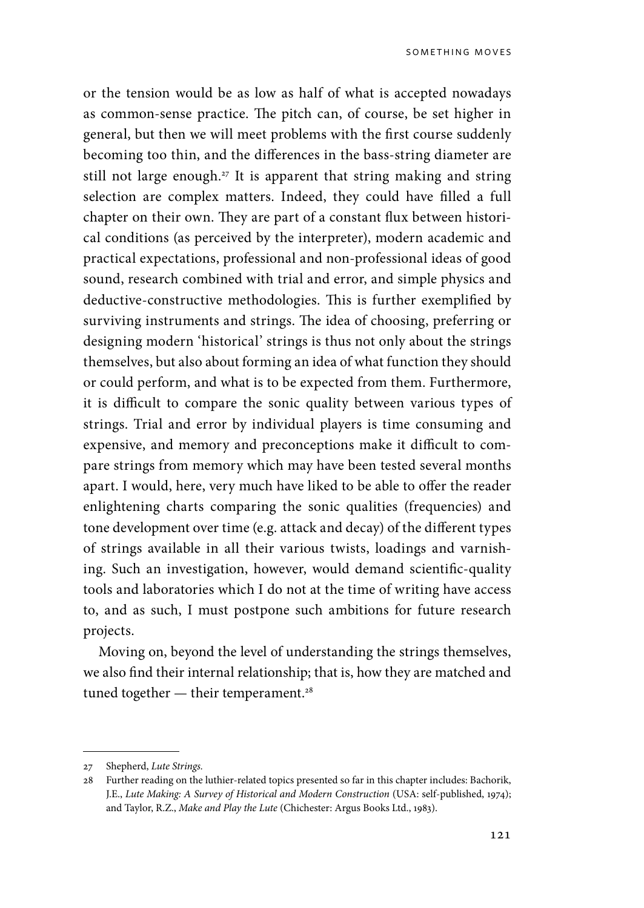or the tension would be as low as half of what is accepted nowadays as common-sense practice. The pitch can, of course, be set higher in general, but then we will meet problems with the first course suddenly becoming too thin, and the differences in the bass-string diameter are still not large enough.[27] It is apparent that string making and string selection are complex matters. Indeed, they could have filled a full chapter on their own. They are part of a constant flux between historical conditions (as perceived by the interpreter), modern academic and practical expectations, professional and non-professional ideas of good sound, research combined with trial and error, and simple physics and deductive-constructive methodologies. This is further exemplified by surviving instruments and strings. The idea of choosing, preferring or designing modern 'historical' strings is thus not only about the strings themselves, but also about forming an idea of what function they should or could perform, and what is to be expected from them. Furthermore, it is difficult to compare the sonic quality between various types of strings. Trial and error by individual players is time consuming and expensive, and memory and preconceptions make it difficult to compare strings from memory which may have been tested several months apart. I would, here, very much have liked to be able to offer the reader enlightening charts comparing the sonic qualities (frequencies) and tone development over time (e.g. attack and decay) of the different types of strings available in all their various twists, loadings and varnishing. Such an investigation, however, would demand scientific-quality tools and laboratories which I do not at the time of writing have access to, and as such, I must postpone such ambitions for future research projects.

Moving on, beyond the level of understanding the strings themselves, we also find their internal relationship; that is, how they are matched and tuned together — their temperament.[28]

---

27 Shepherd, *Lute Strings.*

28 Further reading on the luthier-related topics presented so far in this chapter includes: Bachorik, J.E., *Lute Making: A Survey of Historical and Modern Construction* (USA: self-published, 1974); and Taylor, R.Z., *Make and Play the Lute* (Chichester: Argus Books Ltd., 1983).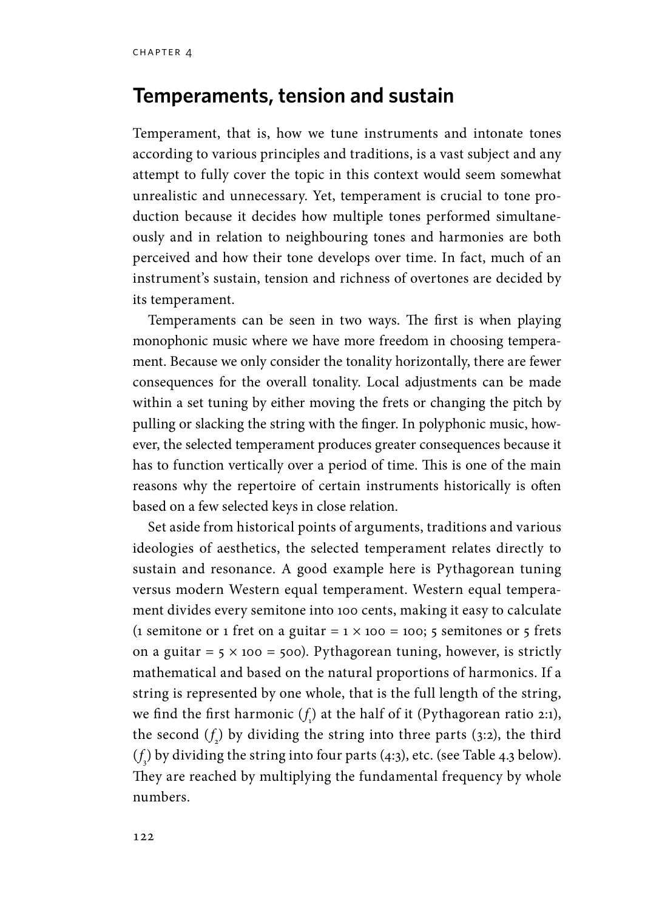# Temperaments, tension and sustain

Temperament, that is, how we tune instruments and intonate tones according to various principles and traditions, is a vast subject and any attempt to fully cover the topic in this context would seem somewhat unrealistic and unnecessary. Yet, temperament is crucial to tone production because it decides how multiple tones performed simultaneously and in relation to neighbouring tones and harmonies are both perceived and how their tone develops over time. In fact, much of an instrument's sustain, tension and richness of overtones are decided by its temperament.

Temperaments can be seen in two ways. The first is when playing monophonic music where we have more freedom in choosing temperament. Because we only consider the tonality horizontally, there are fewer consequences for the overall tonality. Local adjustments can be made within a set tuning by either moving the frets or changing the pitch by pulling or slacking the string with the finger. In polyphonic music, however, the selected temperament produces greater consequences because it has to function vertically over a period of time. This is one of the main reasons why the repertoire of certain instruments historically is often based on a few selected keys in close relation.

Set aside from historical points of arguments, traditions and various ideologies of aesthetics, the selected temperament relates directly to sustain and resonance. A good example here is Pythagorean tuning versus modern Western equal temperament. Western equal temperament divides every semitone into 100 cents, making it easy to calculate (1 semitone or 1 fret on a guitar = 1 × 100 = 100; 5 semitones or 5 frets on a guitar = 5 × 100 = 500). Pythagorean tuning, however, is strictly mathematical and based on the natural proportions of harmonics. If a string is represented by one whole, that is the full length of the string, we find the first harmonic ($f_1$) at the half of it (Pythagorean ratio 2:1), the second ($f_2$) by dividing the string into three parts (3:2), the third ($f_3$) by dividing the string into four parts (4:3), etc. (see Table 4.3 below). They are reached by multiplying the fundamental frequency by whole numbers.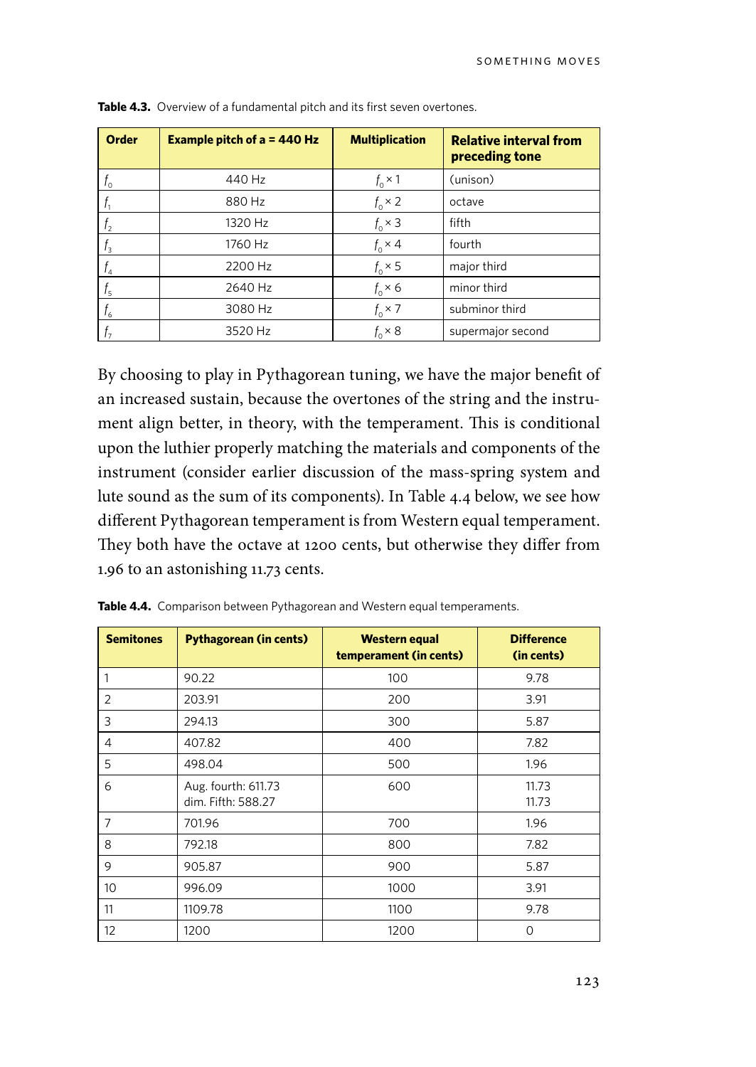**Table 4.3.** Overview of a fundamental pitch and its first seven overtones.

| Order | Example pitch of a = 440 Hz | Multiplication | Relative interval from preceding tone |
|---|---|---|---|
| $f_0$ | 440 Hz | $f_0 \times 1$ | (unison) |
| $f_1$ | 880 Hz | $f_0 \times 2$ | octave |
| $f_2$ | 1320 Hz | $f_0 \times 3$ | fifth |
| $f_3$ | 1760 Hz | $f_0 \times 4$ | fourth |
| $f_4$ | 2200 Hz | $f_0 \times 5$ | major third |
| $f_5$ | 2640 Hz | $f_0 \times 6$ | minor third |
| $f_6$ | 3080 Hz | $f_0 \times 7$ | subminor third |
| $f_7$ | 3520 Hz | $f_0 \times 8$ | supermajor second |

By choosing to play in Pythagorean tuning, we have the major benefit of an increased sustain, because the overtones of the string and the instrument align better, in theory, with the temperament. This is conditional upon the luthier properly matching the materials and components of the instrument (consider earlier discussion of the mass-spring system and lute sound as the sum of its components). In Table 4.4 below, we see how different Pythagorean temperament is from Western equal temperament. They both have the octave at 1200 cents, but otherwise they differ from 1.96 to an astonishing 11.73 cents.

**Table 4.4.** Comparison between Pythagorean and Western equal temperaments.

| Semitones | Pythagorean (in cents) | Western equal temperament (in cents) | Difference (in cents) |
|---|---|---|---|
| 1 | 90.22 | 100 | 9.78 |
| 2 | 203.91 | 200 | 3.91 |
| 3 | 294.13 | 300 | 5.87 |
| 4 | 407.82 | 400 | 7.82 |
| 5 | 498.04 | 500 | 1.96 |
| 6 | Aug. fourth: 611.73<br>dim. Fifth: 588.27 | 600 | 11.73<br>11.73 |
| 7 | 701.96 | 700 | 1.96 |
| 8 | 792.18 | 800 | 7.82 |
| 9 | 905.87 | 900 | 5.87 |
| 10 | 996.09 | 1000 | 3.91 |
| 11 | 1109.78 | 1100 | 9.78 |
| 12 | 1200 | 1200 | 0 |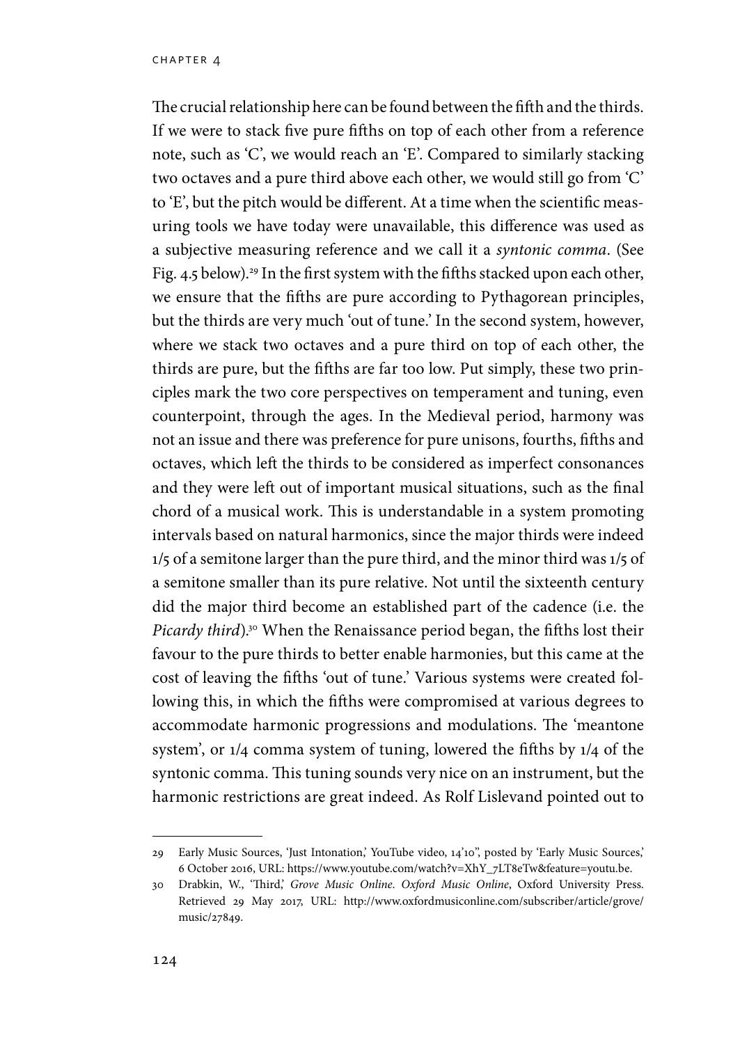The crucial relationship here can be found between the fifth and the thirds. If we were to stack five pure fifths on top of each other from a reference note, such as 'C', we would reach an 'E'. Compared to similarly stacking two octaves and a pure third above each other, we would still go from 'C' to 'E', but the pitch would be different. At a time when the scientific measuring tools we have today were unavailable, this difference was used as a subjective measuring reference and we call it a *syntonic comma*. (See Fig. 4.5 below).[29] In the first system with the fifths stacked upon each other, we ensure that the fifths are pure according to Pythagorean principles, but the thirds are very much 'out of tune.' In the second system, however, where we stack two octaves and a pure third on top of each other, the thirds are pure, but the fifths are far too low. Put simply, these two principles mark the two core perspectives on temperament and tuning, even counterpoint, through the ages. In the Medieval period, harmony was not an issue and there was preference for pure unisons, fourths, fifths and octaves, which left the thirds to be considered as imperfect consonances and they were left out of important musical situations, such as the final chord of a musical work. This is understandable in a system promoting intervals based on natural harmonics, since the major thirds were indeed 1/5 of a semitone larger than the pure third, and the minor third was 1/5 of a semitone smaller than its pure relative. Not until the sixteenth century did the major third become an established part of the cadence (i.e. the *Picardy third*).[30] When the Renaissance period began, the fifths lost their favour to the pure thirds to better enable harmonies, but this came at the cost of leaving the fifths 'out of tune.' Various systems were created following this, in which the fifths were compromised at various degrees to accommodate harmonic progressions and modulations. The 'meantone system', or 1/4 comma system of tuning, lowered the fifths by 1/4 of the syntonic comma. This tuning sounds very nice on an instrument, but the harmonic restrictions are great indeed. As Rolf Lislevand pointed out to

---

29 Early Music Sources, 'Just Intonation,' YouTube video, 14'10", posted by 'Early Music Sources,' 6 October 2016, URL: https://www.youtube.com/watch?v=XhY_7LT8eTw&feature=youtu.be.

30 Drabkin, W., 'Third,' *Grove Music Online*. *Oxford Music Online*, Oxford University Press. Retrieved 29 May 2017, URL: http://www.oxfordmusiconline.com/subscriber/article/grove/music/27849.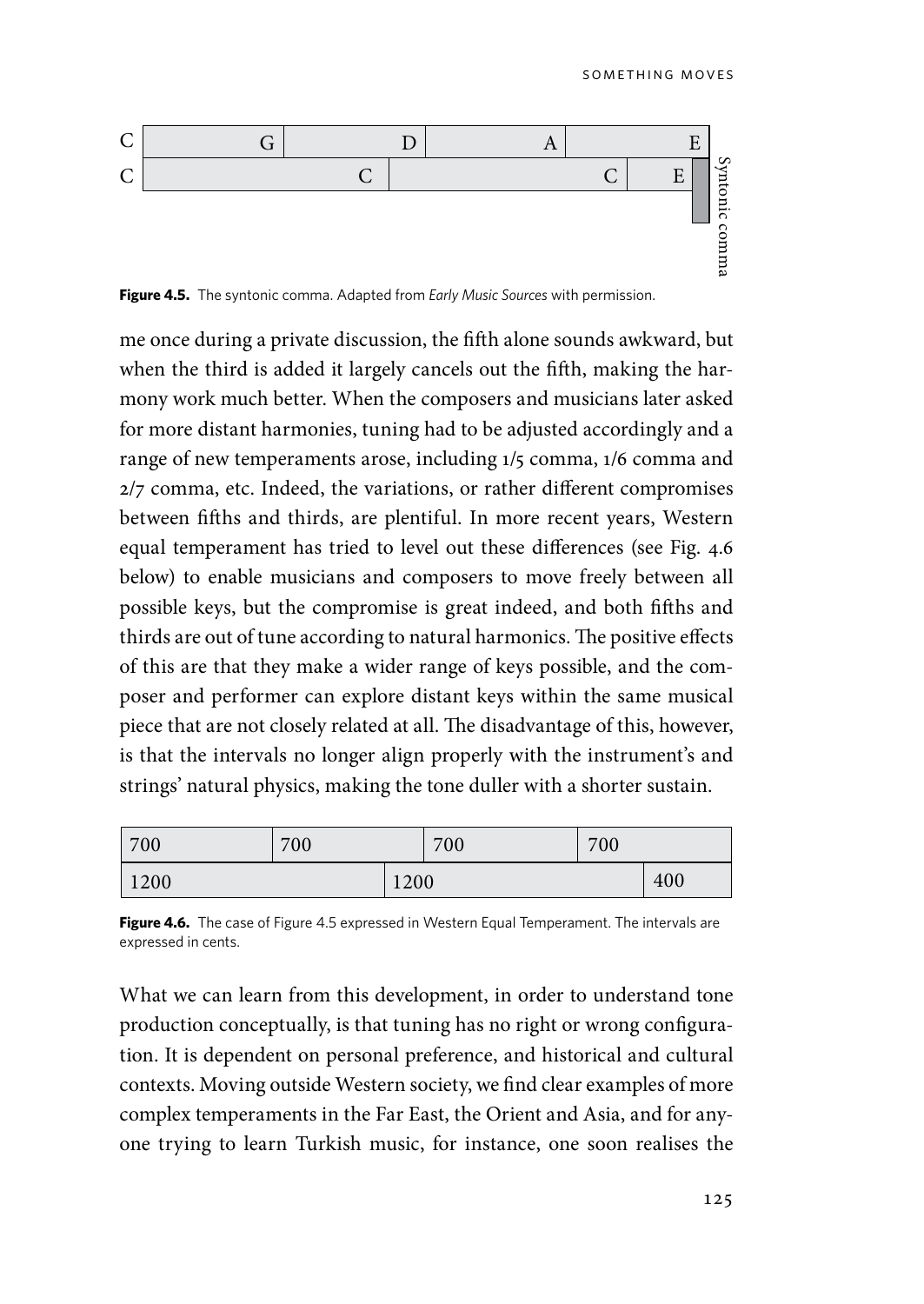| C | G | D | A | E |
|---|---|---|---|---|
| C | | C | C | E |

Syntonic comma

**Figure 4.5.** The syntonic comma. Adapted from *Early Music Sources* with permission.

me once during a private discussion, the fifth alone sounds awkward, but when the third is added it largely cancels out the fifth, making the harmony work much better. When the composers and musicians later asked for more distant harmonies, tuning had to be adjusted accordingly and a range of new temperaments arose, including 1/5 comma, 1/6 comma and 2/7 comma, etc. Indeed, the variations, or rather different compromises between fifths and thirds, are plentiful. In more recent years, Western equal temperament has tried to level out these differences (see Fig. 4.6 below) to enable musicians and composers to move freely between all possible keys, but the compromise is great indeed, and both fifths and thirds are out of tune according to natural harmonics. The positive effects of this are that they make a wider range of keys possible, and the composer and performer can explore distant keys within the same musical piece that are not closely related at all. The disadvantage of this, however, is that the intervals no longer align properly with the instrument's and strings' natural physics, making the tone duller with a shorter sustain.

| 700 | 700 | 700 | 700 |
|---|---|---|---|
| 1200 | 1200 | | 400 |

**Figure 4.6.** The case of Figure 4.5 expressed in Western Equal Temperament. The intervals are expressed in cents.

What we can learn from this development, in order to understand tone production conceptually, is that tuning has no right or wrong configuration. It is dependent on personal preference, and historical and cultural contexts. Moving outside Western society, we find clear examples of more complex temperaments in the Far East, the Orient and Asia, and for anyone trying to learn Turkish music, for instance, one soon realises the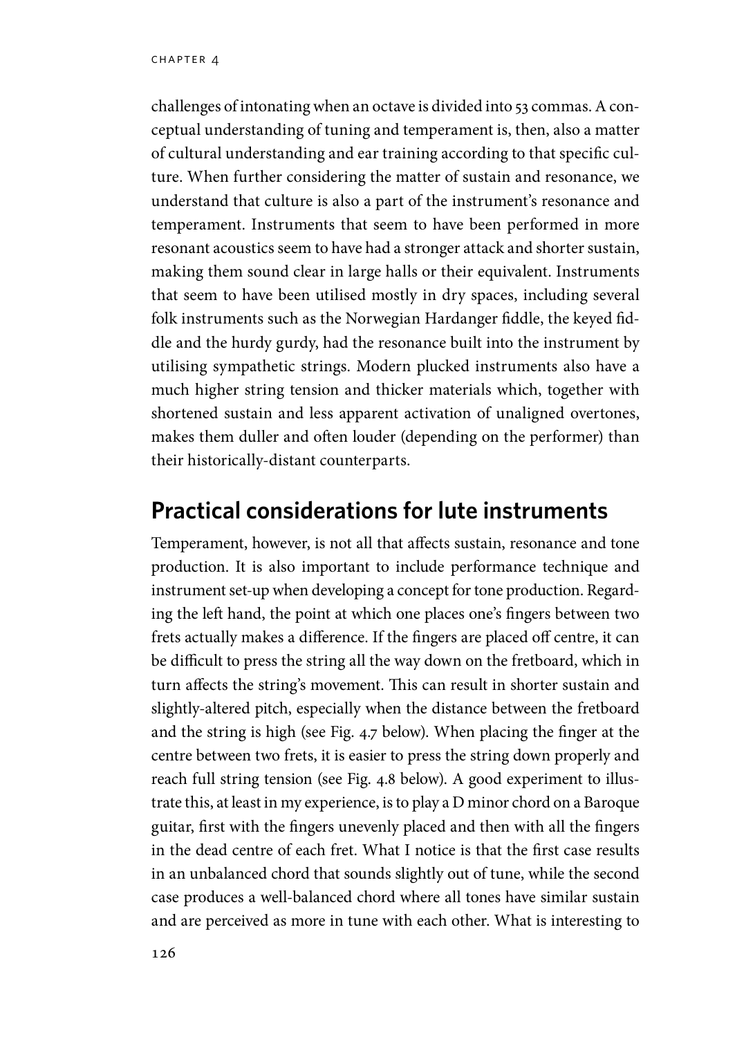challenges of intonating when an octave is divided into 53 commas. A conceptual understanding of tuning and temperament is, then, also a matter of cultural understanding and ear training according to that specific culture. When further considering the matter of sustain and resonance, we understand that culture is also a part of the instrument's resonance and temperament. Instruments that seem to have been performed in more resonant acoustics seem to have had a stronger attack and shorter sustain, making them sound clear in large halls or their equivalent. Instruments that seem to have been utilised mostly in dry spaces, including several folk instruments such as the Norwegian Hardanger fiddle, the keyed fiddle and the hurdy gurdy, had the resonance built into the instrument by utilising sympathetic strings. Modern plucked instruments also have a much higher string tension and thicker materials which, together with shortened sustain and less apparent activation of unaligned overtones, makes them duller and often louder (depending on the performer) than their historically-distant counterparts.

## Practical considerations for lute instruments

Temperament, however, is not all that affects sustain, resonance and tone production. It is also important to include performance technique and instrument set-up when developing a concept for tone production. Regarding the left hand, the point at which one places one's fingers between two frets actually makes a difference. If the fingers are placed off centre, it can be difficult to press the string all the way down on the fretboard, which in turn affects the string's movement. This can result in shorter sustain and slightly-altered pitch, especially when the distance between the fretboard and the string is high (see Fig. 4.7 below). When placing the finger at the centre between two frets, it is easier to press the string down properly and reach full string tension (see Fig. 4.8 below). A good experiment to illustrate this, at least in my experience, is to play a D minor chord on a Baroque guitar, first with the fingers unevenly placed and then with all the fingers in the dead centre of each fret. What I notice is that the first case results in an unbalanced chord that sounds slightly out of tune, while the second case produces a well-balanced chord where all tones have similar sustain and are perceived as more in tune with each other. What is interesting to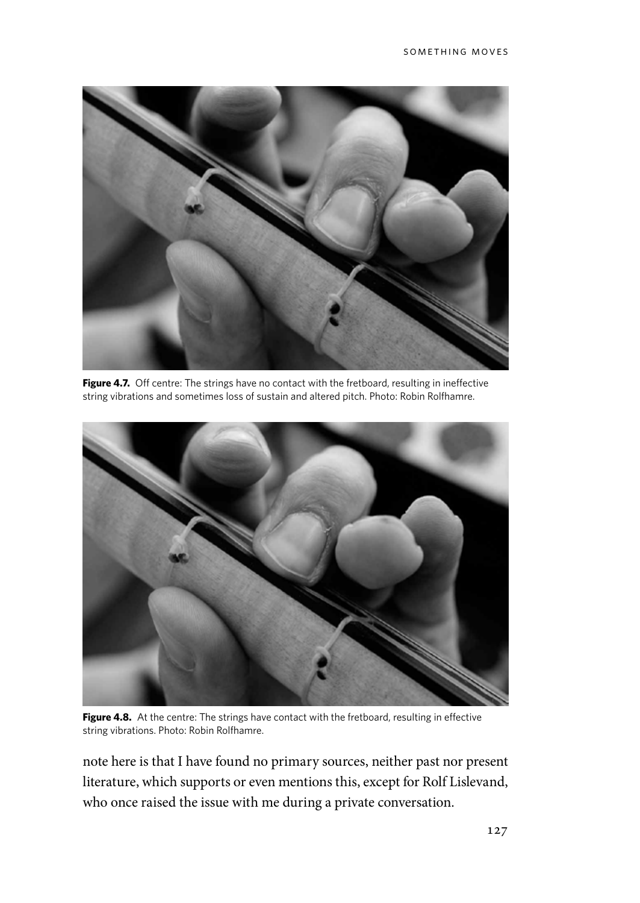**Figure 4.7.** Off centre: The strings have no contact with the fretboard, resulting in ineffective string vibrations and sometimes loss of sustain and altered pitch. Photo: Robin Rolfhamre.

**Figure 4.8.** At the centre: The strings have contact with the fretboard, resulting in effective string vibrations. Photo: Robin Rolfhamre.

note here is that I have found no primary sources, neither past nor present literature, which supports or even mentions this, except for Rolf Lislevand, who once raised the issue with me during a private conversation.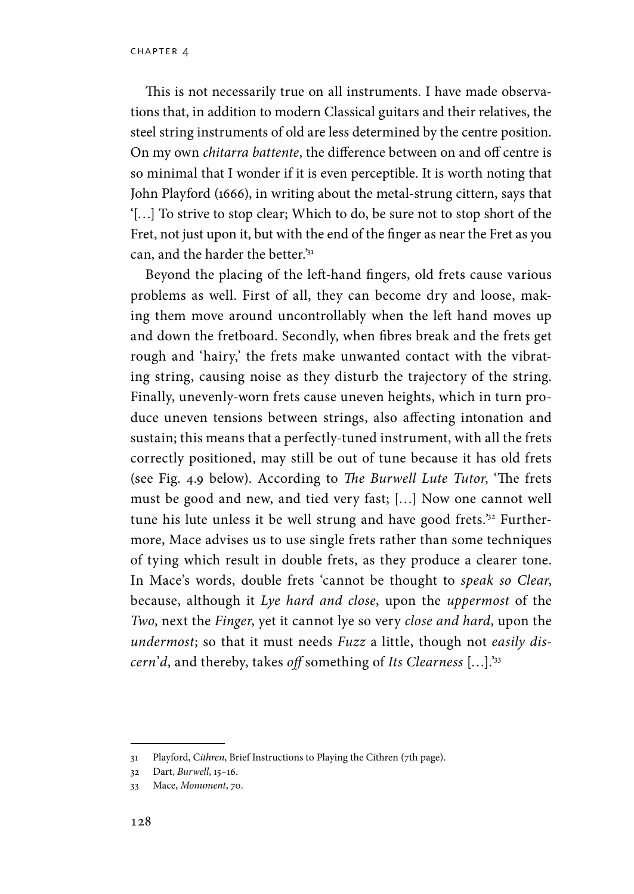This is not necessarily true on all instruments. I have made observations that, in addition to modern Classical guitars and their relatives, the steel string instruments of old are less determined by the centre position. On my own *chitarra battente*, the difference between on and off centre is so minimal that I wonder if it is even perceptible. It is worth noting that John Playford (1666), in writing about the metal-strung cittern, says that '[…] To strive to stop clear; Which to do, be sure not to stop short of the Fret, not just upon it, but with the end of the finger as near the Fret as you can, and the harder the better.'[31]

Beyond the placing of the left-hand fingers, old frets cause various problems as well. First of all, they can become dry and loose, making them move around uncontrollably when the left hand moves up and down the fretboard. Secondly, when fibres break and the frets get rough and 'hairy,' the frets make unwanted contact with the vibrating string, causing noise as they disturb the trajectory of the string. Finally, unevenly-worn frets cause uneven heights, which in turn produce uneven tensions between strings, also affecting intonation and sustain; this means that a perfectly-tuned instrument, with all the frets correctly positioned, may still be out of tune because it has old frets (see Fig. 4.9 below). According to *The Burwell Lute Tutor*, 'The frets must be good and new, and tied very fast; […] Now one cannot well tune his lute unless it be well strung and have good frets.'[32] Furthermore, Mace advises us to use single frets rather than some techniques of tying which result in double frets, as they produce a clearer tone. In Mace's words, double frets 'cannot be thought to *speak so Clear*, because, although it *Lye hard and close*, upon the *uppermost* of the *Two*, next the *Finger*, yet it cannot lye so very *close and hard*, upon the *undermost*; so that it must needs *Fuzz* a little, though not *easily discern'd*, and thereby, takes *off* something of *Its Clearness* […].'[33]

---

31 Playford, C*ithren*, Brief Instructions to Playing the Cithren (7th page).

32 Dart, *Burwell*, 15–16.

33 Mace, *Monument*, 70.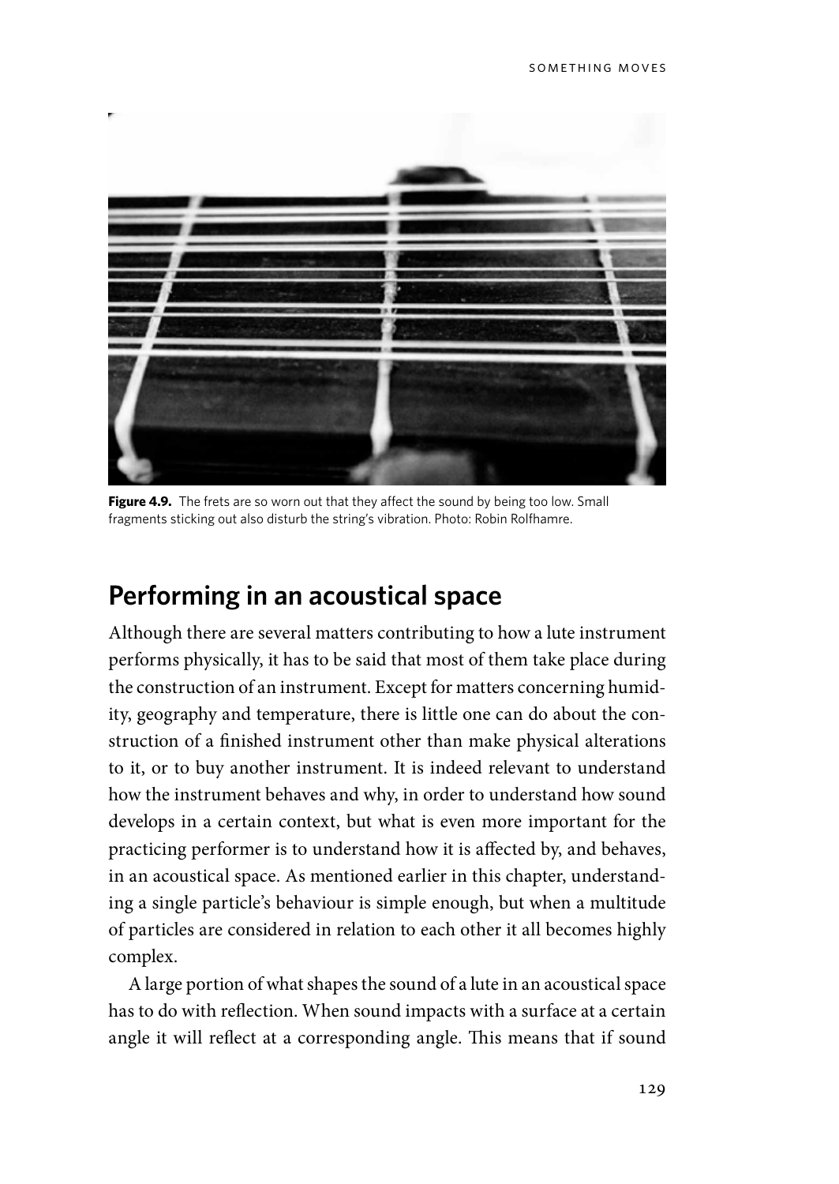**Figure 4.9.** The frets are so worn out that they affect the sound by being too low. Small fragments sticking out also disturb the string's vibration. Photo: Robin Rolfhamre.

## Performing in an acoustical space

Although there are several matters contributing to how a lute instrument performs physically, it has to be said that most of them take place during the construction of an instrument. Except for matters concerning humidity, geography and temperature, there is little one can do about the construction of a finished instrument other than make physical alterations to it, or to buy another instrument. It is indeed relevant to understand how the instrument behaves and why, in order to understand how sound develops in a certain context, but what is even more important for the practicing performer is to understand how it is affected by, and behaves, in an acoustical space. As mentioned earlier in this chapter, understanding a single particle's behaviour is simple enough, but when a multitude of particles are considered in relation to each other it all becomes highly complex.

A large portion of what shapes the sound of a lute in an acoustical space has to do with reflection. When sound impacts with a surface at a certain angle it will reflect at a corresponding angle. This means that if sound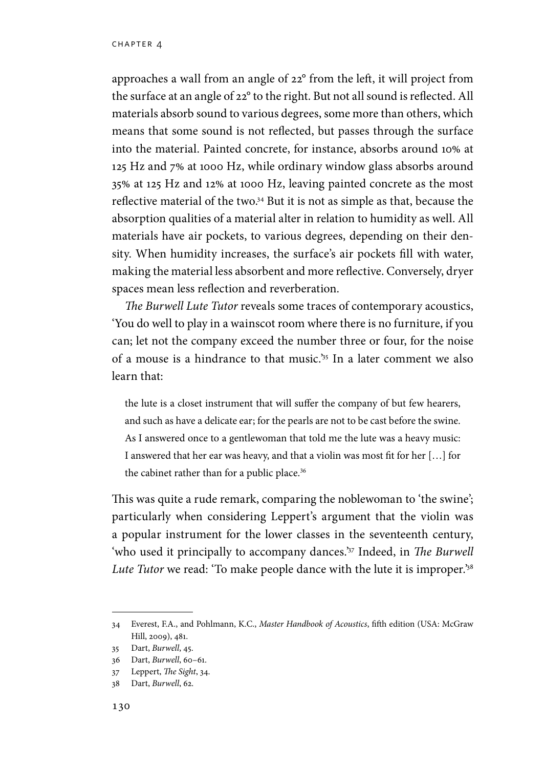approaches a wall from an angle of 22° from the left, it will project from the surface at an angle of 22° to the right. But not all sound is reflected. All materials absorb sound to various degrees, some more than others, which means that some sound is not reflected, but passes through the surface into the material. Painted concrete, for instance, absorbs around 10% at 125 Hz and 7% at 1000 Hz, while ordinary window glass absorbs around 35% at 125 Hz and 12% at 1000 Hz, leaving painted concrete as the most reflective material of the two.[34] But it is not as simple as that, because the absorption qualities of a material alter in relation to humidity as well. All materials have air pockets, to various degrees, depending on their density. When humidity increases, the surface's air pockets fill with water, making the material less absorbent and more reflective. Conversely, dryer spaces mean less reflection and reverberation.

*The Burwell Lute Tutor* reveals some traces of contemporary acoustics, 'You do well to play in a wainscot room where there is no furniture, if you can; let not the company exceed the number three or four, for the noise of a mouse is a hindrance to that music.'[35] In a later comment we also learn that:

> the lute is a closet instrument that will suffer the company of but few hearers, and such as have a delicate ear; for the pearls are not to be cast before the swine. As I answered once to a gentlewoman that told me the lute was a heavy music: I answered that her ear was heavy, and that a violin was most fit for her […] for the cabinet rather than for a public place.[36]

This was quite a rude remark, comparing the noblewoman to 'the swine'; particularly when considering Leppert's argument that the violin was a popular instrument for the lower classes in the seventeenth century, 'who used it principally to accompany dances.'[37] Indeed, in *The Burwell Lute Tutor* we read: 'To make people dance with the lute it is improper.'[38]

---

34 Everest, F.A., and Pohlmann, K.C., *Master Handbook of Acoustics*, fifth edition (USA: McGraw Hill, 2009), 481.

35 Dart, *Burwell*, 45.

36 Dart, *Burwell*, 60–61.

37 Leppert, *The Sight*, 34.

38 Dart, *Burwell*, 62.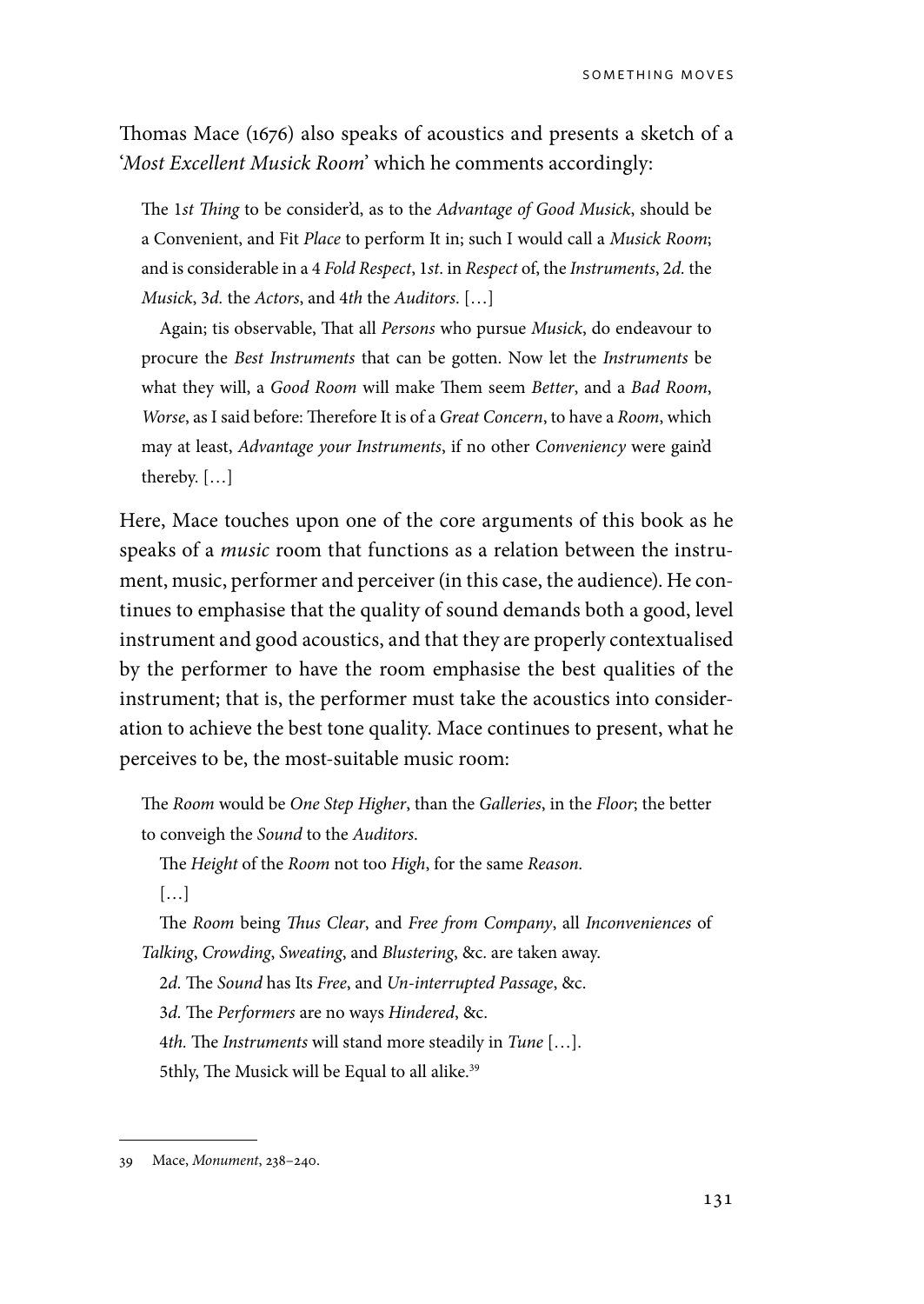Thomas Mace (1676) also speaks of acoustics and presents a sketch of a '*Most Excellent Musick Room*' which he comments accordingly:

> The 1*st Thing* to be consider'd, as to the *Advantage of Good Musick*, should be a Convenient, and Fit *Place* to perform It in; such I would call a *Musick Room*; and is considerable in a 4 *Fold Respect*, 1*st*. in *Respect* of, the *Instruments*, 2*d.* the *Musick*, 3*d.* the *Actors*, and 4*th* the *Auditors*. […]
>
> Again; tis observable, That all *Persons* who pursue *Musick*, do endeavour to procure the *Best Instruments* that can be gotten. Now let the *Instruments* be what they will, a *Good Room* will make Them seem *Better*, and a *Bad Room*, *Worse*, as I said before: Therefore It is of a *Great Concern*, to have a *Room*, which may at least, *Advantage your Instruments*, if no other *Conveniency* were gain'd thereby. […]

Here, Mace touches upon one of the core arguments of this book as he speaks of a *music* room that functions as a relation between the instrument, music, performer and perceiver (in this case, the audience). He continues to emphasise that the quality of sound demands both a good, level instrument and good acoustics, and that they are properly contextualised by the performer to have the room emphasise the best qualities of the instrument; that is, the performer must take the acoustics into consideration to achieve the best tone quality. Mace continues to present, what he perceives to be, the most-suitable music room:

> The *Room* would be *One Step Higher*, than the *Galleries*, in the *Floor*; the better to conveigh the *Sound* to the *Auditors*.
>
> The *Height* of the *Room* not too *High*, for the same *Reason*.
>
> […]
>
> The *Room* being *Thus Clear*, and *Free from Company*, all *Inconveniences* of *Talking*, *Crowding*, *Sweating*, and *Blustering*, &c. are taken away.
>
> 2*d.* The *Sound* has Its *Free*, and *Un-interrupted Passage*, &c.
>
> 3*d.* The *Performers* are no ways *Hindered*, &c.
>
> 4*th.* The *Instruments* will stand more steadily in *Tune* […].
>
> 5thly, The Musick will be Equal to all alike.[39]

---

39 Mace, *Monument*, 238–240.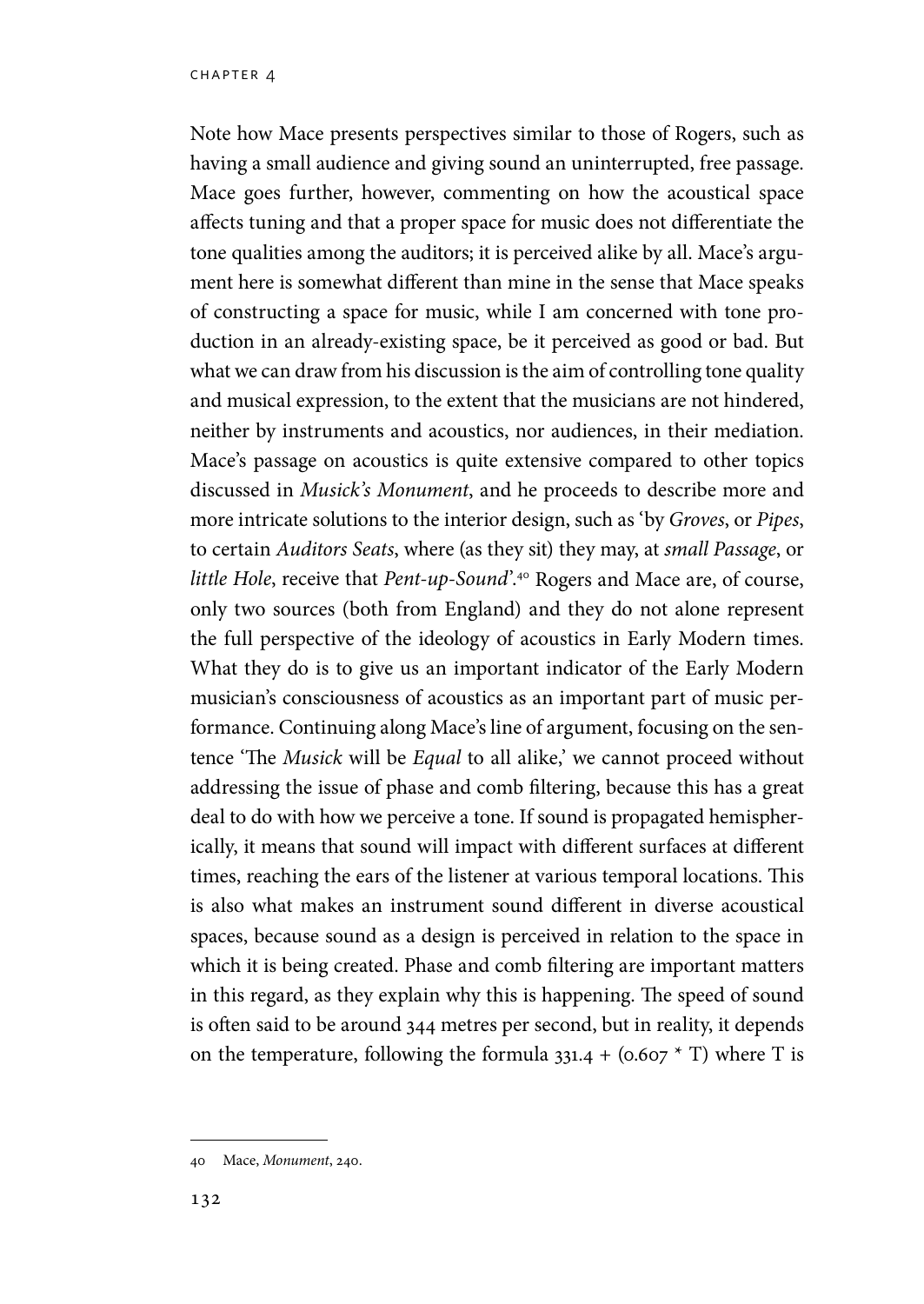Note how Mace presents perspectives similar to those of Rogers, such as having a small audience and giving sound an uninterrupted, free passage. Mace goes further, however, commenting on how the acoustical space affects tuning and that a proper space for music does not differentiate the tone qualities among the auditors; it is perceived alike by all. Mace's argument here is somewhat different than mine in the sense that Mace speaks of constructing a space for music, while I am concerned with tone production in an already-existing space, be it perceived as good or bad. But what we can draw from his discussion is the aim of controlling tone quality and musical expression, to the extent that the musicians are not hindered, neither by instruments and acoustics, nor audiences, in their mediation. Mace's passage on acoustics is quite extensive compared to other topics discussed in *Musick's Monument*, and he proceeds to describe more and more intricate solutions to the interior design, such as 'by *Groves*, or *Pipes*, to certain *Auditors Seats*, where (as they sit) they may, at *small Passage*, or *little Hole*, receive that *Pent-up-Sound*'.[40] Rogers and Mace are, of course, only two sources (both from England) and they do not alone represent the full perspective of the ideology of acoustics in Early Modern times. What they do is to give us an important indicator of the Early Modern musician's consciousness of acoustics as an important part of music performance. Continuing along Mace's line of argument, focusing on the sentence 'The *Musick* will be *Equal* to all alike,' we cannot proceed without addressing the issue of phase and comb filtering, because this has a great deal to do with how we perceive a tone. If sound is propagated hemispherically, it means that sound will impact with different surfaces at different times, reaching the ears of the listener at various temporal locations. This is also what makes an instrument sound different in diverse acoustical spaces, because sound as a design is perceived in relation to the space in which it is being created. Phase and comb filtering are important matters in this regard, as they explain why this is happening. The speed of sound is often said to be around 344 metres per second, but in reality, it depends on the temperature, following the formula $331.4 + (0.607 * T)$ where T is

---

40 Mace, *Monument*, 240.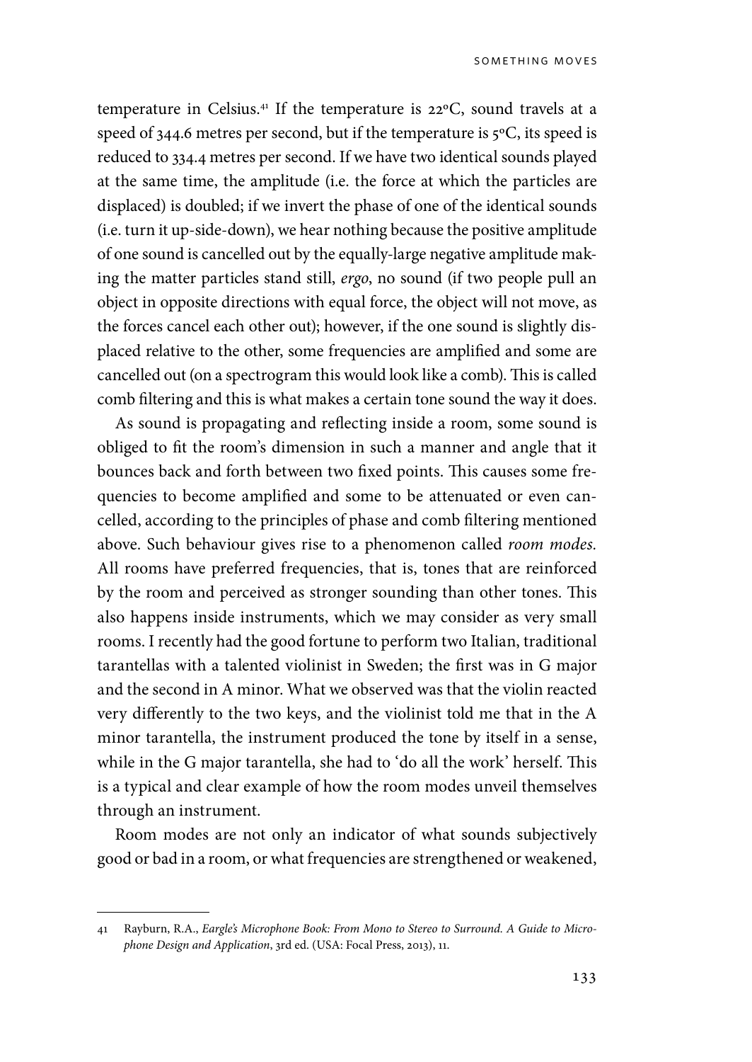temperature in Celsius.[41] If the temperature is 22ºC, sound travels at a speed of 344.6 metres per second, but if the temperature is 5ºC, its speed is reduced to 334.4 metres per second. If we have two identical sounds played at the same time, the amplitude (i.e. the force at which the particles are displaced) is doubled; if we invert the phase of one of the identical sounds (i.e. turn it up-side-down), we hear nothing because the positive amplitude of one sound is cancelled out by the equally-large negative amplitude making the matter particles stand still, *ergo*, no sound (if two people pull an object in opposite directions with equal force, the object will not move, as the forces cancel each other out); however, if the one sound is slightly displaced relative to the other, some frequencies are amplified and some are cancelled out (on a spectrogram this would look like a comb). This is called comb filtering and this is what makes a certain tone sound the way it does.

As sound is propagating and reflecting inside a room, some sound is obliged to fit the room's dimension in such a manner and angle that it bounces back and forth between two fixed points. This causes some frequencies to become amplified and some to be attenuated or even cancelled, according to the principles of phase and comb filtering mentioned above. Such behaviour gives rise to a phenomenon called *room modes*. All rooms have preferred frequencies, that is, tones that are reinforced by the room and perceived as stronger sounding than other tones. This also happens inside instruments, which we may consider as very small rooms. I recently had the good fortune to perform two Italian, traditional tarantellas with a talented violinist in Sweden; the first was in G major and the second in A minor. What we observed was that the violin reacted very differently to the two keys, and the violinist told me that in the A minor tarantella, the instrument produced the tone by itself in a sense, while in the G major tarantella, she had to 'do all the work' herself. This is a typical and clear example of how the room modes unveil themselves through an instrument.

Room modes are not only an indicator of what sounds subjectively good or bad in a room, or what frequencies are strengthened or weakened,

---

41 Rayburn, R.A., *Eargle's Microphone Book: From Mono to Stereo to Surround. A Guide to Microphone Design and Application*, 3rd ed. (USA: Focal Press, 2013), 11.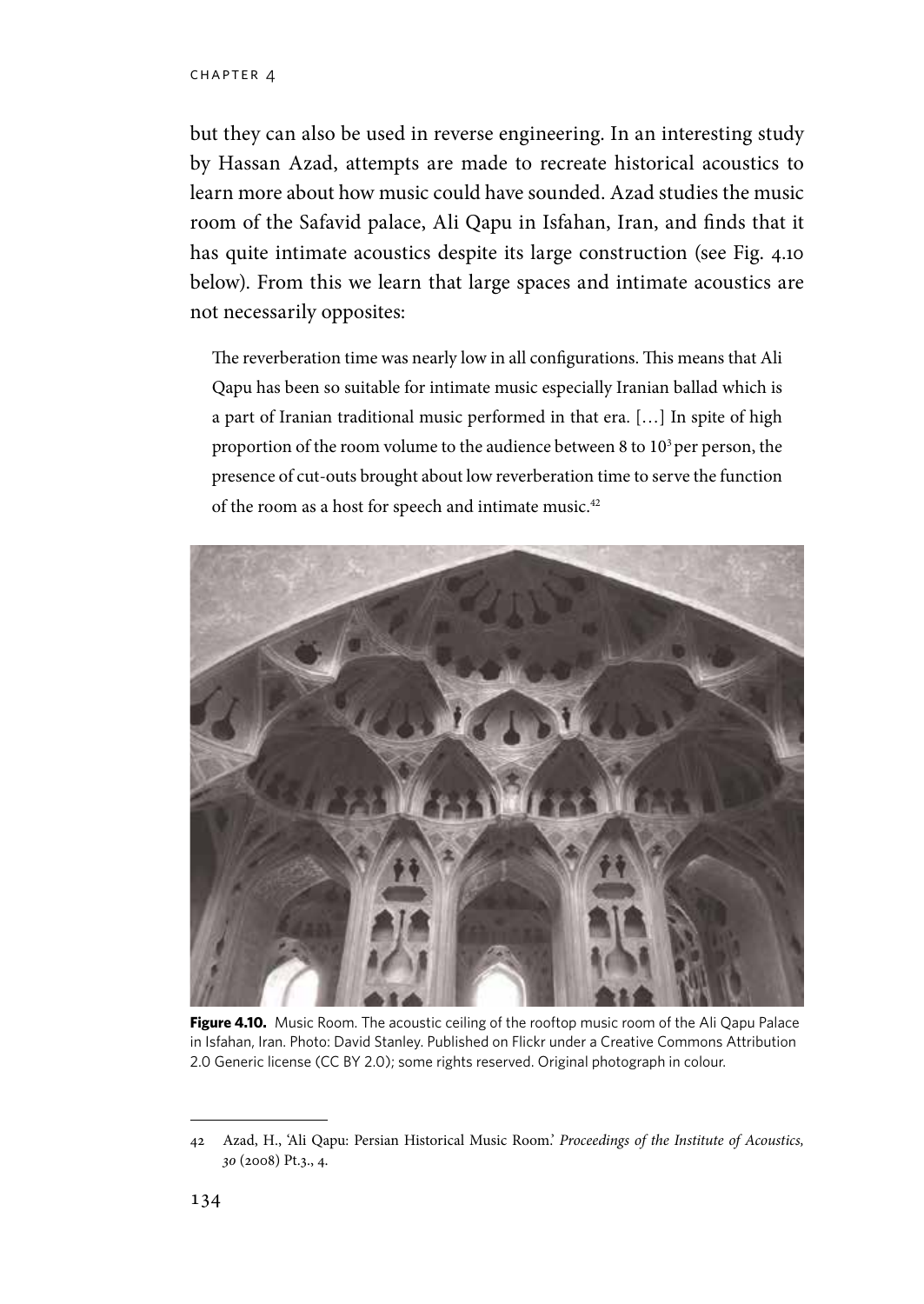but they can also be used in reverse engineering. In an interesting study by Hassan Azad, attempts are made to recreate historical acoustics to learn more about how music could have sounded. Azad studies the music room of the Safavid palace, Ali Qapu in Isfahan, Iran, and finds that it has quite intimate acoustics despite its large construction (see Fig. 4.10 below). From this we learn that large spaces and intimate acoustics are not necessarily opposites:

> The reverberation time was nearly low in all configurations. This means that Ali Qapu has been so suitable for intimate music especially Iranian ballad which is a part of Iranian traditional music performed in that era. […] In spite of high proportion of the room volume to the audience between 8 to $10^3$ per person, the presence of cut-outs brought about low reverberation time to serve the function of the room as a host for speech and intimate music.[42]

**Figure 4.10.** Music Room. The acoustic ceiling of the rooftop music room of the Ali Qapu Palace in Isfahan, Iran. Photo: David Stanley. Published on Flickr under a Creative Commons Attribution 2.0 Generic license (CC BY 2.0); some rights reserved. Original photograph in colour.

---

42 Azad, H., 'Ali Qapu: Persian Historical Music Room.' *Proceedings of the Institute of Acoustics, 30* (2008) Pt.3., 4.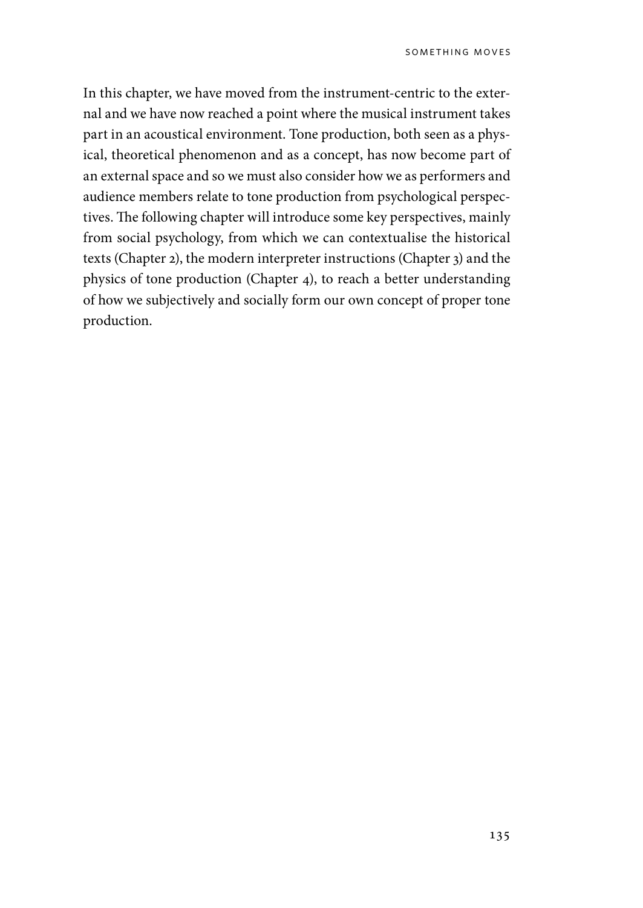In this chapter, we have moved from the instrument-centric to the external and we have now reached a point where the musical instrument takes part in an acoustical environment. Tone production, both seen as a physical, theoretical phenomenon and as a concept, has now become part of an external space and so we must also consider how we as performers and audience members relate to tone production from psychological perspectives. The following chapter will introduce some key perspectives, mainly from social psychology, from which we can contextualise the historical texts (Chapter 2), the modern interpreter instructions (Chapter 3) and the physics of tone production (Chapter 4), to reach a better understanding of how we subjectively and socially form our own concept of proper tone production.